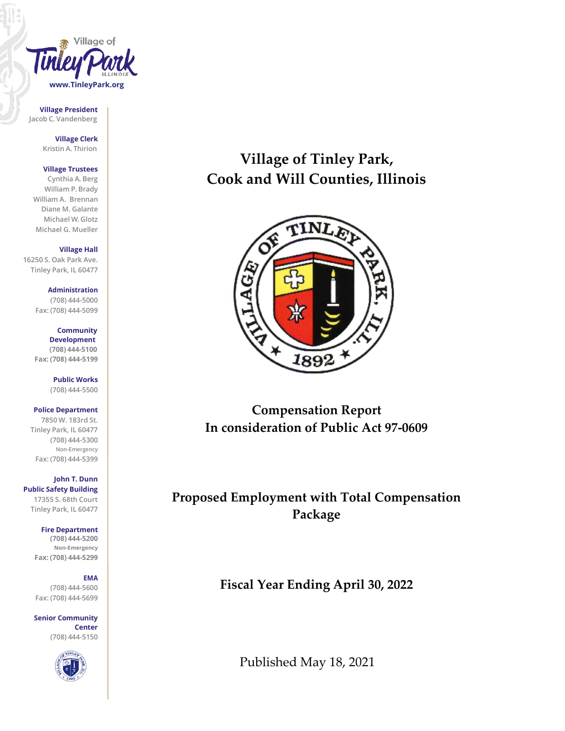Village of Tinley Park ILLINOIS

www.TinleyPark.org

**Village President**
Jacob C. Vandenberg

**Village Clerk**
Kristin A. Thirion

**Village Trustees**
Cynthia A. Berg
William P. Brady
William A. Brennan
Diane M. Galante
Michael W. Glotz
Michael G. Mueller

**Village Hall**
16250 S. Oak Park Ave.
Tinley Park, IL 60477

**Administration**
(708) 444-5000
Fax: (708) 444-5099

**Community Development**
(708) 444-5100
Fax: (708) 444-5199

**Public Works**
(708) 444-5500

**Police Department**
7850 W. 183rd St.
Tinley Park, IL 60477
(708) 444-5300
Non-Emergency
Fax: (708) 444-5399

**John T. Dunn Public Safety Building**
17355 S. 68th Court
Tinley Park, IL 60477

**Fire Department**
(708) 444-5200
Non-Emergency
Fax: (708) 444-5299

**EMA**
(708) 444-5600
Fax: (708) 444-5699

**Senior Community Center**
(708) 444-5150

# Village of Tinley Park, Cook and Will Counties, Illinois

## Compensation Report In consideration of Public Act 97-0609

## Proposed Employment with Total Compensation Package

## Fiscal Year Ending April 30, 2022

Published May 18, 2021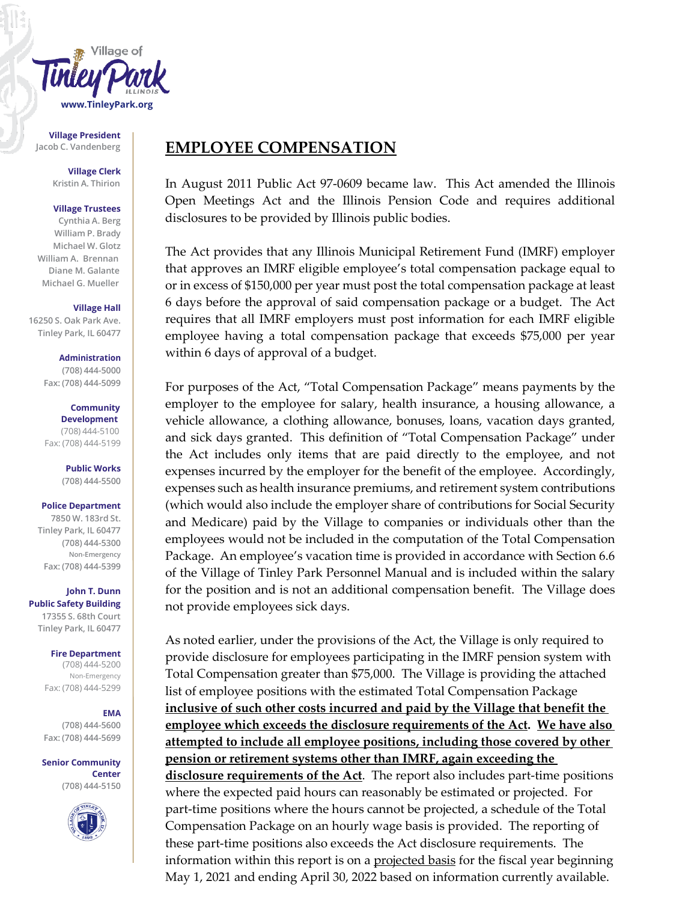Village of Tinley Park ILLINOIS
www.TinleyPark.org

**Village President**
Jacob C. Vandenberg

**Village Clerk**
Kristin A. Thirion

**Village Trustees**
Cynthia A. Berg
William P. Brady
Michael W. Glotz
William A. Brennan
Diane M. Galante
Michael G. Mueller

**Village Hall**
16250 S. Oak Park Ave.
Tinley Park, IL 60477

**Administration**
(708) 444-5000
Fax: (708) 444-5099

**Community Development**
(708) 444-5100
Fax: (708) 444-5199

**Public Works**
(708) 444-5500

**Police Department**
7850 W. 183rd St.
Tinley Park, IL 60477
(708) 444-5300
Non-Emergency
Fax: (708) 444-5399

**John T. Dunn Public Safety Building**
17355 S. 68th Court
Tinley Park, IL 60477

**Fire Department**
(708) 444-5200
Non-Emergency
Fax: (708) 444-5299

**EMA**
(708) 444-5600
Fax: (708) 444-5699

**Senior Community Center**
(708) 444-5150

# EMPLOYEE COMPENSATION

In August 2011 Public Act 97-0609 became law. This Act amended the Illinois Open Meetings Act and the Illinois Pension Code and requires additional disclosures to be provided by Illinois public bodies.

The Act provides that any Illinois Municipal Retirement Fund (IMRF) employer that approves an IMRF eligible employee's total compensation package equal to or in excess of $150,000 per year must post the total compensation package at least 6 days before the approval of said compensation package or a budget. The Act requires that all IMRF employers must post information for each IMRF eligible employee having a total compensation package that exceeds $75,000 per year within 6 days of approval of a budget.

For purposes of the Act, "Total Compensation Package" means payments by the employer to the employee for salary, health insurance, a housing allowance, a vehicle allowance, a clothing allowance, bonuses, loans, vacation days granted, and sick days granted. This definition of "Total Compensation Package" under the Act includes only items that are paid directly to the employee, and not expenses incurred by the employer for the benefit of the employee. Accordingly, expenses such as health insurance premiums, and retirement system contributions (which would also include the employer share of contributions for Social Security and Medicare) paid by the Village to companies or individuals other than the employees would not be included in the computation of the Total Compensation Package. An employee's vacation time is provided in accordance with Section 6.6 of the Village of Tinley Park Personnel Manual and is included within the salary for the position and is not an additional compensation benefit. The Village does not provide employees sick days.

As noted earlier, under the provisions of the Act, the Village is only required to provide disclosure for employees participating in the IMRF pension system with Total Compensation greater than $75,000. The Village is providing the attached list of employee positions with the estimated Total Compensation Package **inclusive of such other costs incurred and paid by the Village that benefit the employee which exceeds the disclosure requirements of the Act. We have also attempted to include all employee positions, including those covered by other pension or retirement systems other than IMRF, again exceeding the disclosure requirements of the Act**. The report also includes part-time positions where the expected paid hours can reasonably be estimated or projected. For part-time positions where the hours cannot be projected, a schedule of the Total Compensation Package on an hourly wage basis is provided. The reporting of these part-time positions also exceeds the Act disclosure requirements. The information within this report is on a projected basis for the fiscal year beginning May 1, 2021 and ending April 30, 2022 based on information currently available.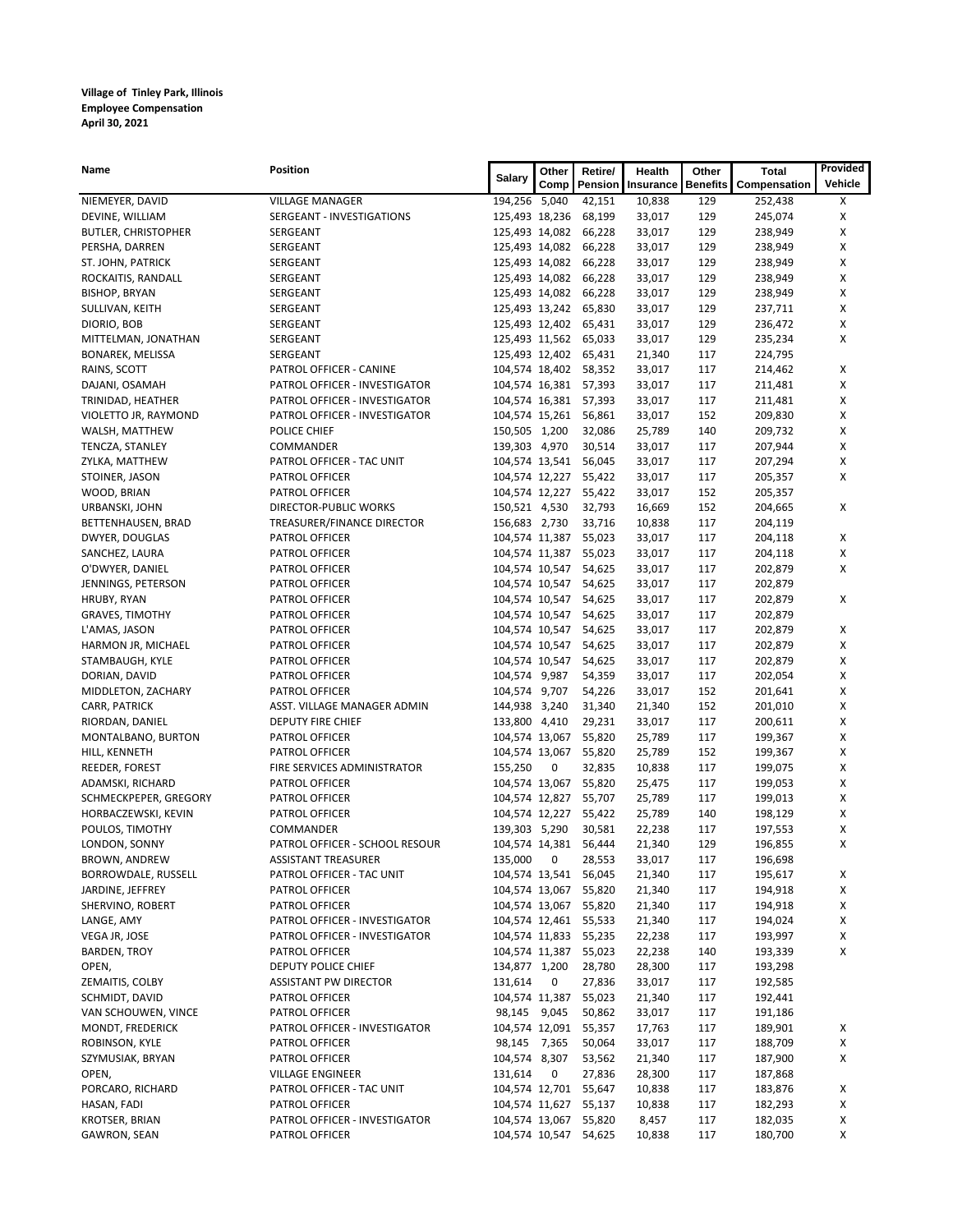**Village of Tinley Park, Illinois**
**Employee Compensation**
**April 30, 2021**

| Name | Position | Salary | Other Comp | Retire/ Pension | Health Insurance | Other Benefits | Total Compensation | Provided Vehicle |
|---|---|---|---|---|---|---|---|---|
| NIEMEYER, DAVID | VILLAGE MANAGER | 194,256 | 5,040 | 42,151 | 10,838 | 129 | 252,438 | X |
| DEVINE, WILLIAM | SERGEANT - INVESTIGATIONS | 125,493 | 18,236 | 68,199 | 33,017 | 129 | 245,074 | X |
| BUTLER, CHRISTOPHER | SERGEANT | 125,493 | 14,082 | 66,228 | 33,017 | 129 | 238,949 | X |
| PERSHA, DARREN | SERGEANT | 125,493 | 14,082 | 66,228 | 33,017 | 129 | 238,949 | X |
| ST. JOHN, PATRICK | SERGEANT | 125,493 | 14,082 | 66,228 | 33,017 | 129 | 238,949 | X |
| ROCKAITIS, RANDALL | SERGEANT | 125,493 | 14,082 | 66,228 | 33,017 | 129 | 238,949 | X |
| BISHOP, BRYAN | SERGEANT | 125,493 | 14,082 | 66,228 | 33,017 | 129 | 238,949 | X |
| SULLIVAN, KEITH | SERGEANT | 125,493 | 13,242 | 65,830 | 33,017 | 129 | 237,711 | X |
| DIORIO, BOB | SERGEANT | 125,493 | 12,402 | 65,431 | 33,017 | 129 | 236,472 | X |
| MITTELMAN, JONATHAN | SERGEANT | 125,493 | 11,562 | 65,033 | 33,017 | 129 | 235,234 | X |
| BONAREK, MELISSA | SERGEANT | 125,493 | 12,402 | 65,431 | 21,340 | 117 | 224,795 | |
| RAINS, SCOTT | PATROL OFFICER - CANINE | 104,574 | 18,402 | 58,352 | 33,017 | 117 | 214,462 | X |
| DAJANI, OSAMAH | PATROL OFFICER - INVESTIGATOR | 104,574 | 16,381 | 57,393 | 33,017 | 117 | 211,481 | X |
| TRINIDAD, HEATHER | PATROL OFFICER - INVESTIGATOR | 104,574 | 16,381 | 57,393 | 33,017 | 117 | 211,481 | X |
| VIOLETTO JR, RAYMOND | PATROL OFFICER - INVESTIGATOR | 104,574 | 15,261 | 56,861 | 33,017 | 152 | 209,830 | X |
| WALSH, MATTHEW | POLICE CHIEF | 150,505 | 1,200 | 32,086 | 25,789 | 140 | 209,732 | X |
| TENCZA, STANLEY | COMMANDER | 139,303 | 4,970 | 30,514 | 33,017 | 117 | 207,944 | X |
| ZYLKA, MATTHEW | PATROL OFFICER - TAC UNIT | 104,574 | 13,541 | 56,045 | 33,017 | 117 | 207,294 | X |
| STOINER, JASON | PATROL OFFICER | 104,574 | 12,227 | 55,422 | 33,017 | 117 | 205,357 | X |
| WOOD, BRIAN | PATROL OFFICER | 104,574 | 12,227 | 55,422 | 33,017 | 152 | 205,357 | |
| URBANSKI, JOHN | DIRECTOR-PUBLIC WORKS | 150,521 | 4,530 | 32,793 | 16,669 | 152 | 204,665 | X |
| BETTENHAUSEN, BRAD | TREASURER/FINANCE DIRECTOR | 156,683 | 2,730 | 33,716 | 10,838 | 117 | 204,119 | |
| DWYER, DOUGLAS | PATROL OFFICER | 104,574 | 11,387 | 55,023 | 33,017 | 117 | 204,118 | X |
| SANCHEZ, LAURA | PATROL OFFICER | 104,574 | 11,387 | 55,023 | 33,017 | 117 | 204,118 | X |
| O'DWYER, DANIEL | PATROL OFFICER | 104,574 | 10,547 | 54,625 | 33,017 | 117 | 202,879 | X |
| JENNINGS, PETERSON | PATROL OFFICER | 104,574 | 10,547 | 54,625 | 33,017 | 117 | 202,879 | |
| HRUBY, RYAN | PATROL OFFICER | 104,574 | 10,547 | 54,625 | 33,017 | 117 | 202,879 | X |
| GRAVES, TIMOTHY | PATROL OFFICER | 104,574 | 10,547 | 54,625 | 33,017 | 117 | 202,879 | |
| L'AMAS, JASON | PATROL OFFICER | 104,574 | 10,547 | 54,625 | 33,017 | 117 | 202,879 | X |
| HARMON JR, MICHAEL | PATROL OFFICER | 104,574 | 10,547 | 54,625 | 33,017 | 117 | 202,879 | X |
| STAMBAUGH, KYLE | PATROL OFFICER | 104,574 | 10,547 | 54,625 | 33,017 | 117 | 202,879 | X |
| DORIAN, DAVID | PATROL OFFICER | 104,574 | 9,987 | 54,359 | 33,017 | 117 | 202,054 | X |
| MIDDLETON, ZACHARY | PATROL OFFICER | 104,574 | 9,707 | 54,226 | 33,017 | 152 | 201,641 | X |
| CARR, PATRICK | ASST. VILLAGE MANAGER ADMIN | 144,938 | 3,240 | 31,340 | 21,340 | 152 | 201,010 | X |
| RIORDAN, DANIEL | DEPUTY FIRE CHIEF | 133,800 | 4,410 | 29,231 | 33,017 | 117 | 200,611 | X |
| MONTALBANO, BURTON | PATROL OFFICER | 104,574 | 13,067 | 55,820 | 25,789 | 117 | 199,367 | X |
| HILL, KENNETH | PATROL OFFICER | 104,574 | 13,067 | 55,820 | 25,789 | 152 | 199,367 | X |
| REEDER, FOREST | FIRE SERVICES ADMINISTRATOR | 155,250 | 0 | 32,835 | 10,838 | 117 | 199,075 | X |
| ADAMSKI, RICHARD | PATROL OFFICER | 104,574 | 13,067 | 55,820 | 25,475 | 117 | 199,053 | X |
| SCHMECKPEPER, GREGORY | PATROL OFFICER | 104,574 | 12,827 | 55,707 | 25,789 | 117 | 199,013 | X |
| HORBACZEWSKI, KEVIN | PATROL OFFICER | 104,574 | 12,227 | 55,422 | 25,789 | 140 | 198,129 | X |
| POULOS, TIMOTHY | COMMANDER | 139,303 | 5,290 | 30,581 | 22,238 | 117 | 197,553 | X |
| LONDON, SONNY | PATROL OFFICER - SCHOOL RESOUR | 104,574 | 14,381 | 56,444 | 21,340 | 129 | 196,855 | X |
| BROWN, ANDREW | ASSISTANT TREASURER | 135,000 | 0 | 28,553 | 33,017 | 117 | 196,698 | |
| BORROWDALE, RUSSELL | PATROL OFFICER - TAC UNIT | 104,574 | 13,541 | 56,045 | 21,340 | 117 | 195,617 | X |
| JARDINE, JEFFREY | PATROL OFFICER | 104,574 | 13,067 | 55,820 | 21,340 | 117 | 194,918 | X |
| SHERVINO, ROBERT | PATROL OFFICER | 104,574 | 13,067 | 55,820 | 21,340 | 117 | 194,918 | X |
| LANGE, AMY | PATROL OFFICER - INVESTIGATOR | 104,574 | 12,461 | 55,533 | 21,340 | 117 | 194,024 | X |
| VEGA JR, JOSE | PATROL OFFICER - INVESTIGATOR | 104,574 | 11,833 | 55,235 | 22,238 | 117 | 193,997 | X |
| BARDEN, TROY | PATROL OFFICER | 104,574 | 11,387 | 55,023 | 22,238 | 140 | 193,339 | X |
| OPEN, | DEPUTY POLICE CHIEF | 134,877 | 1,200 | 28,780 | 28,300 | 117 | 193,298 | |
| ZEMAITIS, COLBY | ASSISTANT PW DIRECTOR | 131,614 | 0 | 27,836 | 33,017 | 117 | 192,585 | |
| SCHMIDT, DAVID | PATROL OFFICER | 104,574 | 11,387 | 55,023 | 21,340 | 117 | 192,441 | |
| VAN SCHOUWEN, VINCE | PATROL OFFICER | 98,145 | 9,045 | 50,862 | 33,017 | 117 | 191,186 | |
| MONDT, FREDERICK | PATROL OFFICER - INVESTIGATOR | 104,574 | 12,091 | 55,357 | 17,763 | 117 | 189,901 | X |
| ROBINSON, KYLE | PATROL OFFICER | 98,145 | 7,365 | 50,064 | 33,017 | 117 | 188,709 | X |
| SZYMUSIAK, BRYAN | PATROL OFFICER | 104,574 | 8,307 | 53,562 | 21,340 | 117 | 187,900 | X |
| OPEN, | VILLAGE ENGINEER | 131,614 | 0 | 27,836 | 28,300 | 117 | 187,868 | |
| PORCARO, RICHARD | PATROL OFFICER - TAC UNIT | 104,574 | 12,701 | 55,647 | 10,838 | 117 | 183,876 | X |
| HASAN, FADI | PATROL OFFICER | 104,574 | 11,627 | 55,137 | 10,838 | 117 | 182,293 | X |
| KROTSER, BRIAN | PATROL OFFICER - INVESTIGATOR | 104,574 | 13,067 | 55,820 | 8,457 | 117 | 182,035 | X |
| GAWRON, SEAN | PATROL OFFICER | 104,574 | 10,547 | 54,625 | 10,838 | 117 | 180,700 | X |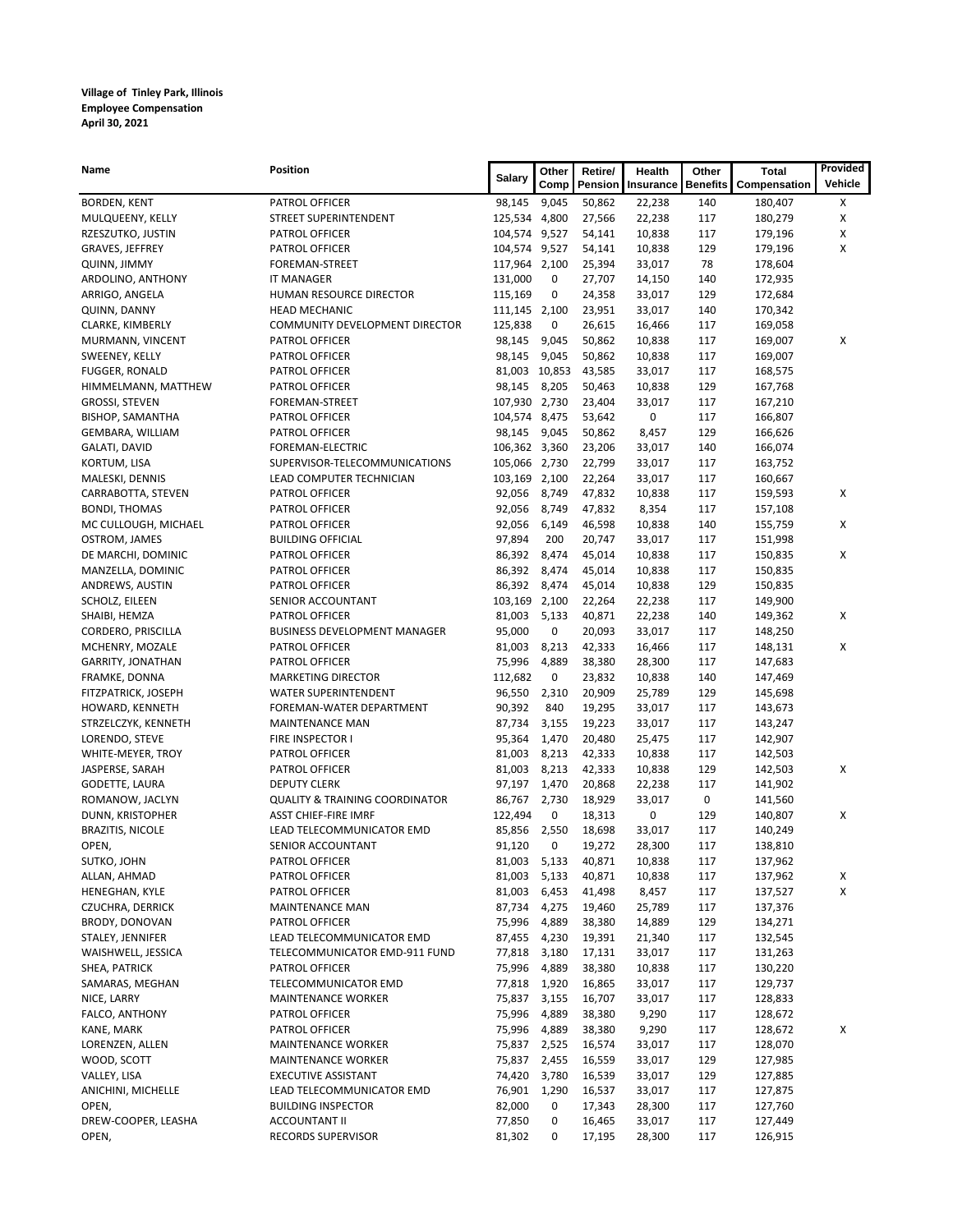**Village of Tinley Park, Illinois**
**Employee Compensation**
**April 30, 2021**

| Name | Position | Salary | Other Comp | Retire/ Pension | Health Insurance | Other Benefits | Total Compensation | Provided Vehicle |
|---|---|---|---|---|---|---|---|---|
| BORDEN, KENT | PATROL OFFICER | 98,145 | 9,045 | 50,862 | 22,238 | 140 | 180,407 | X |
| MULQUEENY, KELLY | STREET SUPERINTENDENT | 125,534 | 4,800 | 27,566 | 22,238 | 117 | 180,279 | X |
| RZESZUTKO, JUSTIN | PATROL OFFICER | 104,574 | 9,527 | 54,141 | 10,838 | 117 | 179,196 | X |
| GRAVES, JEFFREY | PATROL OFFICER | 104,574 | 9,527 | 54,141 | 10,838 | 129 | 179,196 | X |
| QUINN, JIMMY | FOREMAN-STREET | 117,964 | 2,100 | 25,394 | 33,017 | 78 | 178,604 | |
| ARDOLINO, ANTHONY | IT MANAGER | 131,000 | 0 | 27,707 | 14,150 | 140 | 172,935 | |
| ARRIGO, ANGELA | HUMAN RESOURCE DIRECTOR | 115,169 | 0 | 24,358 | 33,017 | 129 | 172,684 | |
| QUINN, DANNY | HEAD MECHANIC | 111,145 | 2,100 | 23,951 | 33,017 | 140 | 170,342 | |
| CLARKE, KIMBERLY | COMMUNITY DEVELOPMENT DIRECTOR | 125,838 | 0 | 26,615 | 16,466 | 117 | 169,058 | |
| MURMANN, VINCENT | PATROL OFFICER | 98,145 | 9,045 | 50,862 | 10,838 | 117 | 169,007 | X |
| SWEENEY, KELLY | PATROL OFFICER | 98,145 | 9,045 | 50,862 | 10,838 | 117 | 169,007 | |
| FUGGER, RONALD | PATROL OFFICER | 81,003 | 10,853 | 43,585 | 33,017 | 117 | 168,575 | |
| HIMMELMANN, MATTHEW | PATROL OFFICER | 98,145 | 8,205 | 50,463 | 10,838 | 129 | 167,768 | |
| GROSSI, STEVEN | FOREMAN-STREET | 107,930 | 2,730 | 23,404 | 33,017 | 117 | 167,210 | |
| BISHOP, SAMANTHA | PATROL OFFICER | 104,574 | 8,475 | 53,642 | 0 | 117 | 166,807 | |
| GEMBARA, WILLIAM | PATROL OFFICER | 98,145 | 9,045 | 50,862 | 8,457 | 129 | 166,626 | |
| GALATI, DAVID | FOREMAN-ELECTRIC | 106,362 | 3,360 | 23,206 | 33,017 | 140 | 166,074 | |
| KORTUM, LISA | SUPERVISOR-TELECOMMUNICATIONS | 105,066 | 2,730 | 22,799 | 33,017 | 117 | 163,752 | |
| MALESKI, DENNIS | LEAD COMPUTER TECHNICIAN | 103,169 | 2,100 | 22,264 | 33,017 | 117 | 160,667 | |
| CARRABOTTA, STEVEN | PATROL OFFICER | 92,056 | 8,749 | 47,832 | 10,838 | 117 | 159,593 | X |
| BONDI, THOMAS | PATROL OFFICER | 92,056 | 8,749 | 47,832 | 8,354 | 117 | 157,108 | |
| MC CULLOUGH, MICHAEL | PATROL OFFICER | 92,056 | 6,149 | 46,598 | 10,838 | 140 | 155,759 | X |
| OSTROM, JAMES | BUILDING OFFICIAL | 97,894 | 200 | 20,747 | 33,017 | 117 | 151,998 | |
| DE MARCHI, DOMINIC | PATROL OFFICER | 86,392 | 8,474 | 45,014 | 10,838 | 117 | 150,835 | X |
| MANZELLA, DOMINIC | PATROL OFFICER | 86,392 | 8,474 | 45,014 | 10,838 | 117 | 150,835 | |
| ANDREWS, AUSTIN | PATROL OFFICER | 86,392 | 8,474 | 45,014 | 10,838 | 129 | 150,835 | |
| SCHOLZ, EILEEN | SENIOR ACCOUNTANT | 103,169 | 2,100 | 22,264 | 22,238 | 117 | 149,900 | |
| SHAIBI, HEMZA | PATROL OFFICER | 81,003 | 5,133 | 40,871 | 22,238 | 140 | 149,362 | X |
| CORDERO, PRISCILLA | BUSINESS DEVELOPMENT MANAGER | 95,000 | 0 | 20,093 | 33,017 | 117 | 148,250 | |
| MCHENRY, MOZALE | PATROL OFFICER | 81,003 | 8,213 | 42,333 | 16,466 | 117 | 148,131 | X |
| GARRITY, JONATHAN | PATROL OFFICER | 75,996 | 4,889 | 38,380 | 28,300 | 117 | 147,683 | |
| FRAMKE, DONNA | MARKETING DIRECTOR | 112,682 | 0 | 23,832 | 10,838 | 140 | 147,469 | |
| FITZPATRICK, JOSEPH | WATER SUPERINTENDENT | 96,550 | 2,310 | 20,909 | 25,789 | 129 | 145,698 | |
| HOWARD, KENNETH | FOREMAN-WATER DEPARTMENT | 90,392 | 840 | 19,295 | 33,017 | 117 | 143,673 | |
| STRZELCZYK, KENNETH | MAINTENANCE MAN | 87,734 | 3,155 | 19,223 | 33,017 | 117 | 143,247 | |
| LORENDO, STEVE | FIRE INSPECTOR I | 95,364 | 1,470 | 20,480 | 25,475 | 117 | 142,907 | |
| WHITE-MEYER, TROY | PATROL OFFICER | 81,003 | 8,213 | 42,333 | 10,838 | 117 | 142,503 | |
| JASPERSE, SARAH | PATROL OFFICER | 81,003 | 8,213 | 42,333 | 10,838 | 129 | 142,503 | X |
| GODETTE, LAURA | DEPUTY CLERK | 97,197 | 1,470 | 20,868 | 22,238 | 117 | 141,902 | |
| ROMANOW, JACLYN | QUALITY & TRAINING COORDINATOR | 86,767 | 2,730 | 18,929 | 33,017 | 0 | 141,560 | |
| DUNN, KRISTOPHER | ASST CHIEF-FIRE IMRF | 122,494 | 0 | 18,313 | 0 | 129 | 140,807 | X |
| BRAZITIS, NICOLE | LEAD TELECOMMUNICATOR EMD | 85,856 | 2,550 | 18,698 | 33,017 | 117 | 140,249 | |
| OPEN, | SENIOR ACCOUNTANT | 91,120 | 0 | 19,272 | 28,300 | 117 | 138,810 | |
| SUTKO, JOHN | PATROL OFFICER | 81,003 | 5,133 | 40,871 | 10,838 | 117 | 137,962 | |
| ALLAN, AHMAD | PATROL OFFICER | 81,003 | 5,133 | 40,871 | 10,838 | 117 | 137,962 | X |
| HENEGHAN, KYLE | PATROL OFFICER | 81,003 | 6,453 | 41,498 | 8,457 | 117 | 137,527 | X |
| CZUCHRA, DERRICK | MAINTENANCE MAN | 87,734 | 4,275 | 19,460 | 25,789 | 117 | 137,376 | |
| BRODY, DONOVAN | PATROL OFFICER | 75,996 | 4,889 | 38,380 | 14,889 | 129 | 134,271 | |
| STALEY, JENNIFER | LEAD TELECOMMUNICATOR EMD | 87,455 | 4,230 | 19,391 | 21,340 | 117 | 132,545 | |
| WAISHWELL, JESSICA | TELECOMMUNICATOR EMD-911 FUND | 77,818 | 3,180 | 17,131 | 33,017 | 117 | 131,263 | |
| SHEA, PATRICK | PATROL OFFICER | 75,996 | 4,889 | 38,380 | 10,838 | 117 | 130,220 | |
| SAMARAS, MEGHAN | TELECOMMUNICATOR EMD | 77,818 | 1,920 | 16,865 | 33,017 | 117 | 129,737 | |
| NICE, LARRY | MAINTENANCE WORKER | 75,837 | 3,155 | 16,707 | 33,017 | 117 | 128,833 | |
| FALCO, ANTHONY | PATROL OFFICER | 75,996 | 4,889 | 38,380 | 9,290 | 117 | 128,672 | |
| KANE, MARK | PATROL OFFICER | 75,996 | 4,889 | 38,380 | 9,290 | 117 | 128,672 | X |
| LORENZEN, ALLEN | MAINTENANCE WORKER | 75,837 | 2,525 | 16,574 | 33,017 | 117 | 128,070 | |
| WOOD, SCOTT | MAINTENANCE WORKER | 75,837 | 2,455 | 16,559 | 33,017 | 129 | 127,985 | |
| VALLEY, LISA | EXECUTIVE ASSISTANT | 74,420 | 3,780 | 16,539 | 33,017 | 129 | 127,885 | |
| ANICHINI, MICHELLE | LEAD TELECOMMUNICATOR EMD | 76,901 | 1,290 | 16,537 | 33,017 | 117 | 127,875 | |
| OPEN, | BUILDING INSPECTOR | 82,000 | 0 | 17,343 | 28,300 | 117 | 127,760 | |
| DREW-COOPER, LEASHA | ACCOUNTANT II | 77,850 | 0 | 16,465 | 33,017 | 117 | 127,449 | |
| OPEN, | RECORDS SUPERVISOR | 81,302 | 0 | 17,195 | 28,300 | 117 | 126,915 | |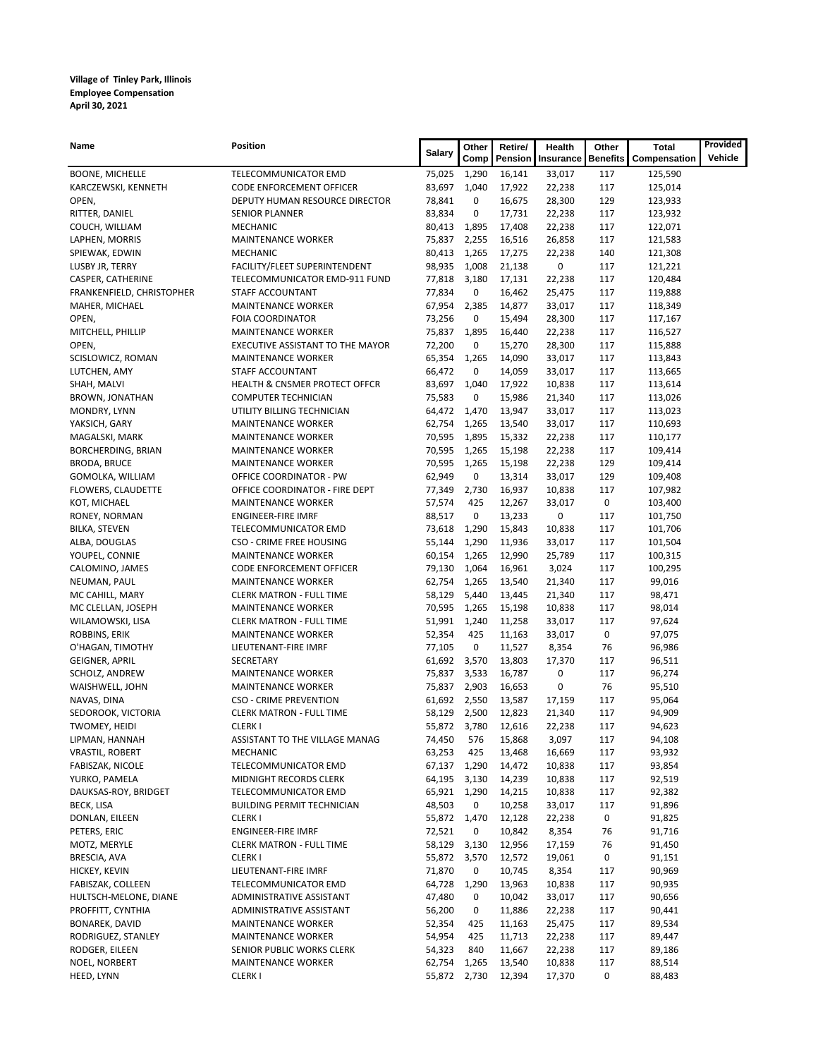**Village of Tinley Park, Illinois**
**Employee Compensation**
**April 30, 2021**

| Name | Position | Salary | Other Comp | Retire/ Pension | Health Insurance | Other Benefits | Total Compensation | Provided Vehicle |
|---|---|---|---|---|---|---|---|---|
| BOONE, MICHELLE | TELECOMMUNICATOR EMD | 75,025 | 1,290 | 16,141 | 33,017 | 117 | 125,590 | |
| KARCZEWSKI, KENNETH | CODE ENFORCEMENT OFFICER | 83,697 | 1,040 | 17,922 | 22,238 | 117 | 125,014 | |
| OPEN, | DEPUTY HUMAN RESOURCE DIRECTOR | 78,841 | 0 | 16,675 | 28,300 | 129 | 123,933 | |
| RITTER, DANIEL | SENIOR PLANNER | 83,834 | 0 | 17,731 | 22,238 | 117 | 123,932 | |
| COUCH, WILLIAM | MECHANIC | 80,413 | 1,895 | 17,408 | 22,238 | 117 | 122,071 | |
| LAPHEN, MORRIS | MAINTENANCE WORKER | 75,837 | 2,255 | 16,516 | 26,858 | 117 | 121,583 | |
| SPIEWAK, EDWIN | MECHANIC | 80,413 | 1,265 | 17,275 | 22,238 | 140 | 121,308 | |
| LUSBY JR, TERRY | FACILITY/FLEET SUPERINTENDENT | 98,935 | 1,008 | 21,138 | 0 | 117 | 121,221 | |
| CASPER, CATHERINE | TELECOMMUNICATOR EMD-911 FUND | 77,818 | 3,180 | 17,131 | 22,238 | 117 | 120,484 | |
| FRANKENFIELD, CHRISTOPHER | STAFF ACCOUNTANT | 77,834 | 0 | 16,462 | 25,475 | 117 | 119,888 | |
| MAHER, MICHAEL | MAINTENANCE WORKER | 67,954 | 2,385 | 14,877 | 33,017 | 117 | 118,349 | |
| OPEN, | FOIA COORDINATOR | 73,256 | 0 | 15,494 | 28,300 | 117 | 117,167 | |
| MITCHELL, PHILLIP | MAINTENANCE WORKER | 75,837 | 1,895 | 16,440 | 22,238 | 117 | 116,527 | |
| OPEN, | EXECUTIVE ASSISTANT TO THE MAYOR | 72,200 | 0 | 15,270 | 28,300 | 117 | 115,888 | |
| SCISLOWICZ, ROMAN | MAINTENANCE WORKER | 65,354 | 1,265 | 14,090 | 33,017 | 117 | 113,843 | |
| LUTCHEN, AMY | STAFF ACCOUNTANT | 66,472 | 0 | 14,059 | 33,017 | 117 | 113,665 | |
| SHAH, MALVI | HEALTH & CNSMER PROTECT OFFCR | 83,697 | 1,040 | 17,922 | 10,838 | 117 | 113,614 | |
| BROWN, JONATHAN | COMPUTER TECHNICIAN | 75,583 | 0 | 15,986 | 21,340 | 117 | 113,026 | |
| MONDRY, LYNN | UTILITY BILLING TECHNICIAN | 64,472 | 1,470 | 13,947 | 33,017 | 117 | 113,023 | |
| YAKSICH, GARY | MAINTENANCE WORKER | 62,754 | 1,265 | 13,540 | 33,017 | 117 | 110,693 | |
| MAGALSKI, MARK | MAINTENANCE WORKER | 70,595 | 1,895 | 15,332 | 22,238 | 117 | 110,177 | |
| BORCHERDING, BRIAN | MAINTENANCE WORKER | 70,595 | 1,265 | 15,198 | 22,238 | 117 | 109,414 | |
| BRODA, BRUCE | MAINTENANCE WORKER | 70,595 | 1,265 | 15,198 | 22,238 | 129 | 109,414 | |
| GOMOLKA, WILLIAM | OFFICE COORDINATOR - PW | 62,949 | 0 | 13,314 | 33,017 | 129 | 109,408 | |
| FLOWERS, CLAUDETTE | OFFICE COORDINATOR - FIRE DEPT | 77,349 | 2,730 | 16,937 | 10,838 | 117 | 107,982 | |
| KOT, MICHAEL | MAINTENANCE WORKER | 57,574 | 425 | 12,267 | 33,017 | 0 | 103,400 | |
| RONEY, NORMAN | ENGINEER-FIRE IMRF | 88,517 | 0 | 13,233 | 0 | 117 | 101,750 | |
| BILKA, STEVEN | TELECOMMUNICATOR EMD | 73,618 | 1,290 | 15,843 | 10,838 | 117 | 101,706 | |
| ALBA, DOUGLAS | CSO - CRIME FREE HOUSING | 55,144 | 1,290 | 11,936 | 33,017 | 117 | 101,504 | |
| YOUPEL, CONNIE | MAINTENANCE WORKER | 60,154 | 1,265 | 12,990 | 25,789 | 117 | 100,315 | |
| CALOMINO, JAMES | CODE ENFORCEMENT OFFICER | 79,130 | 1,064 | 16,961 | 3,024 | 117 | 100,295 | |
| NEUMAN, PAUL | MAINTENANCE WORKER | 62,754 | 1,265 | 13,540 | 21,340 | 117 | 99,016 | |
| MC CAHILL, MARY | CLERK MATRON - FULL TIME | 58,129 | 5,440 | 13,445 | 21,340 | 117 | 98,471 | |
| MC CLELLAN, JOSEPH | MAINTENANCE WORKER | 70,595 | 1,265 | 15,198 | 10,838 | 117 | 98,014 | |
| WILAMOWSKI, LISA | CLERK MATRON - FULL TIME | 51,991 | 1,240 | 11,258 | 33,017 | 117 | 97,624 | |
| ROBBINS, ERIK | MAINTENANCE WORKER | 52,354 | 425 | 11,163 | 33,017 | 0 | 97,075 | |
| O'HAGAN, TIMOTHY | LIEUTENANT-FIRE IMRF | 77,105 | 0 | 11,527 | 8,354 | 76 | 96,986 | |
| GEIGNER, APRIL | SECRETARY | 61,692 | 3,570 | 13,803 | 17,370 | 117 | 96,511 | |
| SCHOLZ, ANDREW | MAINTENANCE WORKER | 75,837 | 3,533 | 16,787 | 0 | 117 | 96,274 | |
| WAISHWELL, JOHN | MAINTENANCE WORKER | 75,837 | 2,903 | 16,653 | 0 | 76 | 95,510 | |
| NAVAS, DINA | CSO - CRIME PREVENTION | 61,692 | 2,550 | 13,587 | 17,159 | 117 | 95,064 | |
| SEDOROOK, VICTORIA | CLERK MATRON - FULL TIME | 58,129 | 2,500 | 12,823 | 21,340 | 117 | 94,909 | |
| TWOMEY, HEIDI | CLERK I | 55,872 | 3,780 | 12,616 | 22,238 | 117 | 94,623 | |
| LIPMAN, HANNAH | ASSISTANT TO THE VILLAGE MANAG | 74,450 | 576 | 15,868 | 3,097 | 117 | 94,108 | |
| VRASTIL, ROBERT | MECHANIC | 63,253 | 425 | 13,468 | 16,669 | 117 | 93,932 | |
| FABISZAK, NICOLE | TELECOMMUNICATOR EMD | 67,137 | 1,290 | 14,472 | 10,838 | 117 | 93,854 | |
| YURKO, PAMELA | MIDNIGHT RECORDS CLERK | 64,195 | 3,130 | 14,239 | 10,838 | 117 | 92,519 | |
| DAUKSAS-ROY, BRIDGET | TELECOMMUNICATOR EMD | 65,921 | 1,290 | 14,215 | 10,838 | 117 | 92,382 | |
| BECK, LISA | BUILDING PERMIT TECHNICIAN | 48,503 | 0 | 10,258 | 33,017 | 117 | 91,896 | |
| DONLAN, EILEEN | CLERK I | 55,872 | 1,470 | 12,128 | 22,238 | 0 | 91,825 | |
| PETERS, ERIC | ENGINEER-FIRE IMRF | 72,521 | 0 | 10,842 | 8,354 | 76 | 91,716 | |
| MOTZ, MERYLE | CLERK MATRON - FULL TIME | 58,129 | 3,130 | 12,956 | 17,159 | 76 | 91,450 | |
| BRESCIA, AVA | CLERK I | 55,872 | 3,570 | 12,572 | 19,061 | 0 | 91,151 | |
| HICKEY, KEVIN | LIEUTENANT-FIRE IMRF | 71,870 | 0 | 10,745 | 8,354 | 117 | 90,969 | |
| FABISZAK, COLLEEN | TELECOMMUNICATOR EMD | 64,728 | 1,290 | 13,963 | 10,838 | 117 | 90,935 | |
| HULTSCH-MELONE, DIANE | ADMINISTRATIVE ASSISTANT | 47,480 | 0 | 10,042 | 33,017 | 117 | 90,656 | |
| PROFFITT, CYNTHIA | ADMINISTRATIVE ASSISTANT | 56,200 | 0 | 11,886 | 22,238 | 117 | 90,441 | |
| BONAREK, DAVID | MAINTENANCE WORKER | 52,354 | 425 | 11,163 | 25,475 | 117 | 89,534 | |
| RODRIGUEZ, STANLEY | MAINTENANCE WORKER | 54,954 | 425 | 11,713 | 22,238 | 117 | 89,447 | |
| RODGER, EILEEN | SENIOR PUBLIC WORKS CLERK | 54,323 | 840 | 11,667 | 22,238 | 117 | 89,186 | |
| NOEL, NORBERT | MAINTENANCE WORKER | 62,754 | 1,265 | 13,540 | 10,838 | 117 | 88,514 | |
| HEED, LYNN | CLERK I | 55,872 | 2,730 | 12,394 | 17,370 | 0 | 88,483 | |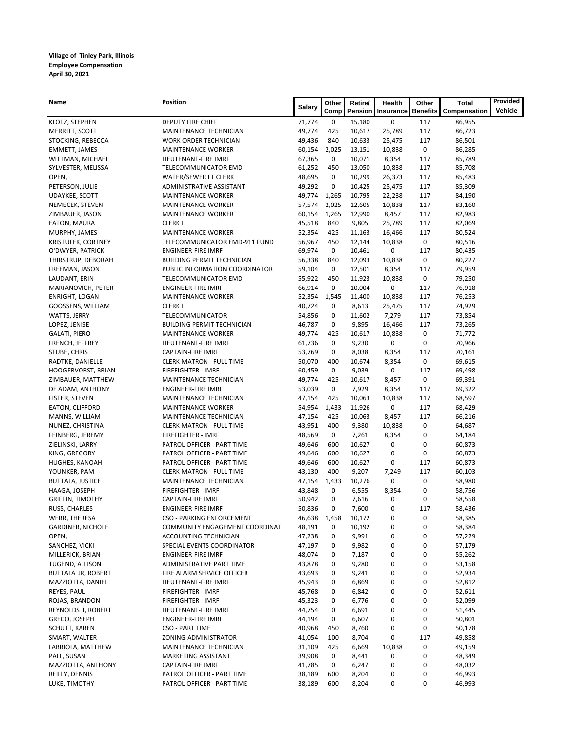**Village of Tinley Park, Illinois**
**Employee Compensation**
**April 30, 2021**

| Name | Position | Salary | Other Comp | Retire/ Pension | Health Insurance | Other Benefits | Total Compensation | Provided Vehicle |
|---|---|---|---|---|---|---|---|---|
| KLOTZ, STEPHEN | DEPUTY FIRE CHIEF | 71,774 | 0 | 15,180 | 0 | 117 | 86,955 | |
| MERRITT, SCOTT | MAINTENANCE TECHNICIAN | 49,774 | 425 | 10,617 | 25,789 | 117 | 86,723 | |
| STOCKING, REBECCA | WORK ORDER TECHNICIAN | 49,436 | 840 | 10,633 | 25,475 | 117 | 86,501 | |
| EMMETT, JAMES | MAINTENANCE WORKER | 60,154 | 2,025 | 13,151 | 10,838 | 0 | 86,285 | |
| WITTMAN, MICHAEL | LIEUTENANT-FIRE IMRF | 67,365 | 0 | 10,071 | 8,354 | 117 | 85,789 | |
| SYLVESTER, MELISSA | TELECOMMUNICATOR EMD | 61,252 | 450 | 13,050 | 10,838 | 117 | 85,708 | |
| OPEN, | WATER/SEWER FT CLERK | 48,695 | 0 | 10,299 | 26,373 | 117 | 85,483 | |
| PETERSON, JULIE | ADMINISTRATIVE ASSISTANT | 49,292 | 0 | 10,425 | 25,475 | 117 | 85,309 | |
| UDAYKEE, SCOTT | MAINTENANCE WORKER | 49,774 | 1,265 | 10,795 | 22,238 | 117 | 84,190 | |
| NEMECEK, STEVEN | MAINTENANCE WORKER | 57,574 | 2,025 | 12,605 | 10,838 | 117 | 83,160 | |
| ZIMBAUER, JASON | MAINTENANCE WORKER | 60,154 | 1,265 | 12,990 | 8,457 | 117 | 82,983 | |
| EATON, MAURA | CLERK I | 45,518 | 840 | 9,805 | 25,789 | 117 | 82,069 | |
| MURPHY, JAMES | MAINTENANCE WORKER | 52,354 | 425 | 11,163 | 16,466 | 117 | 80,524 | |
| KRISTUFEK, CORTNEY | TELECOMMUNICATOR EMD-911 FUND | 56,967 | 450 | 12,144 | 10,838 | 0 | 80,516 | |
| O'DWYER, PATRICK | ENGINEER-FIRE IMRF | 69,974 | 0 | 10,461 | 0 | 117 | 80,435 | |
| THIRSTRUP, DEBORAH | BUILDING PERMIT TECHNICIAN | 56,338 | 840 | 12,093 | 10,838 | 0 | 80,227 | |
| FREEMAN, JASON | PUBLIC INFORMATION COORDINATOR | 59,104 | 0 | 12,501 | 8,354 | 117 | 79,959 | |
| LAUDANT, ERIN | TELECOMMUNICATOR EMD | 55,922 | 450 | 11,923 | 10,838 | 0 | 79,250 | |
| MARIANOVICH, PETER | ENGINEER-FIRE IMRF | 66,914 | 0 | 10,004 | 0 | 117 | 76,918 | |
| ENRIGHT, LOGAN | MAINTENANCE WORKER | 52,354 | 1,545 | 11,400 | 10,838 | 117 | 76,253 | |
| GOOSSENS, WILLIAM | CLERK I | 40,724 | 0 | 8,613 | 25,475 | 117 | 74,929 | |
| WATTS, JERRY | TELECOMMUNICATOR | 54,856 | 0 | 11,602 | 7,279 | 117 | 73,854 | |
| LOPEZ, JENISE | BUILDING PERMIT TECHNICIAN | 46,787 | 0 | 9,895 | 16,466 | 117 | 73,265 | |
| GALATI, PIERO | MAINTENANCE WORKER | 49,774 | 425 | 10,617 | 10,838 | 0 | 71,772 | |
| FRENCH, JEFFREY | LIEUTENANT-FIRE IMRF | 61,736 | 0 | 9,230 | 0 | 0 | 70,966 | |
| STUBE, CHRIS | CAPTAIN-FIRE IMRF | 53,769 | 0 | 8,038 | 8,354 | 117 | 70,161 | |
| RADTKE, DANIELLE | CLERK MATRON - FULL TIME | 50,070 | 400 | 10,674 | 8,354 | 0 | 69,615 | |
| HOOGERVORST, BRIAN | FIREFIGHTER - IMRF | 60,459 | 0 | 9,039 | 0 | 117 | 69,498 | |
| ZIMBAUER, MATTHEW | MAINTENANCE TECHNICIAN | 49,774 | 425 | 10,617 | 8,457 | 0 | 69,391 | |
| DE ADAM, ANTHONY | ENGINEER-FIRE IMRF | 53,039 | 0 | 7,929 | 8,354 | 117 | 69,322 | |
| FISTER, STEVEN | MAINTENANCE TECHNICIAN | 47,154 | 425 | 10,063 | 10,838 | 117 | 68,597 | |
| EATON, CLIFFORD | MAINTENANCE WORKER | 54,954 | 1,433 | 11,926 | 0 | 117 | 68,429 | |
| MANNS, WILLIAM | MAINTENANCE TECHNICIAN | 47,154 | 425 | 10,063 | 8,457 | 117 | 66,216 | |
| NUNEZ, CHRISTINA | CLERK MATRON - FULL TIME | 43,951 | 400 | 9,380 | 10,838 | 0 | 64,687 | |
| FEINBERG, JEREMY | FIREFIGHTER - IMRF | 48,569 | 0 | 7,261 | 8,354 | 0 | 64,184 | |
| ZIELINSKI, LARRY | PATROL OFFICER - PART TIME | 49,646 | 600 | 10,627 | 0 | 0 | 60,873 | |
| KING, GREGORY | PATROL OFFICER - PART TIME | 49,646 | 600 | 10,627 | 0 | 0 | 60,873 | |
| HUGHES, KANOAH | PATROL OFFICER - PART TIME | 49,646 | 600 | 10,627 | 0 | 117 | 60,873 | |
| YOUNKER, PAM | CLERK MATRON - FULL TIME | 43,130 | 400 | 9,207 | 7,249 | 117 | 60,103 | |
| BUTTALA, JUSTICE | MAINTENANCE TECHNICIAN | 47,154 | 1,433 | 10,276 | 0 | 0 | 58,980 | |
| HAAGA, JOSEPH | FIREFIGHTER - IMRF | 43,848 | 0 | 6,555 | 8,354 | 0 | 58,756 | |
| GRIFFIN, TIMOTHY | CAPTAIN-FIRE IMRF | 50,942 | 0 | 7,616 | 0 | 0 | 58,558 | |
| RUSS, CHARLES | ENGINEER-FIRE IMRF | 50,836 | 0 | 7,600 | 0 | 117 | 58,436 | |
| WERR, THERESA | CSO - PARKING ENFORCEMENT | 46,638 | 1,458 | 10,172 | 0 | 0 | 58,385 | |
| GARDINER, NICHOLE | COMMUNITY ENGAGEMENT COORDINAT | 48,191 | 0 | 10,192 | 0 | 0 | 58,384 | |
| OPEN, | ACCOUNTING TECHNICIAN | 47,238 | 0 | 9,991 | 0 | 0 | 57,229 | |
| SANCHEZ, VICKI | SPECIAL EVENTS COORDINATOR | 47,197 | 0 | 9,982 | 0 | 0 | 57,179 | |
| MILLERICK, BRIAN | ENGINEER-FIRE IMRF | 48,074 | 0 | 7,187 | 0 | 0 | 55,262 | |
| TUGEND, ALLISON | ADMINISTRATIVE PART TIME | 43,878 | 0 | 9,280 | 0 | 0 | 53,158 | |
| BUTTALA JR, ROBERT | FIRE ALARM SERVICE OFFICER | 43,693 | 0 | 9,241 | 0 | 0 | 52,934 | |
| MAZZIOTTA, DANIEL | LIEUTENANT-FIRE IMRF | 45,943 | 0 | 6,869 | 0 | 0 | 52,812 | |
| REYES, PAUL | FIREFIGHTER - IMRF | 45,768 | 0 | 6,842 | 0 | 0 | 52,611 | |
| ROJAS, BRANDON | FIREFIGHTER - IMRF | 45,323 | 0 | 6,776 | 0 | 0 | 52,099 | |
| REYNOLDS II, ROBERT | LIEUTENANT-FIRE IMRF | 44,754 | 0 | 6,691 | 0 | 0 | 51,445 | |
| GRECO, JOSEPH | ENGINEER-FIRE IMRF | 44,194 | 0 | 6,607 | 0 | 0 | 50,801 | |
| SCHUTT, KAREN | CSO - PART TIME | 40,968 | 450 | 8,760 | 0 | 0 | 50,178 | |
| SMART, WALTER | ZONING ADMINISTRATOR | 41,054 | 100 | 8,704 | 0 | 117 | 49,858 | |
| LABRIOLA, MATTHEW | MAINTENANCE TECHNICIAN | 31,109 | 425 | 6,669 | 10,838 | 0 | 49,159 | |
| PALL, SUSAN | MARKETING ASSISTANT | 39,908 | 0 | 8,441 | 0 | 0 | 48,349 | |
| MAZZIOTTA, ANTHONY | CAPTAIN-FIRE IMRF | 41,785 | 0 | 6,247 | 0 | 0 | 48,032 | |
| REILLY, DENNIS | PATROL OFFICER - PART TIME | 38,189 | 600 | 8,204 | 0 | 0 | 46,993 | |
| LUKE, TIMOTHY | PATROL OFFICER - PART TIME | 38,189 | 600 | 8,204 | 0 | 0 | 46,993 | |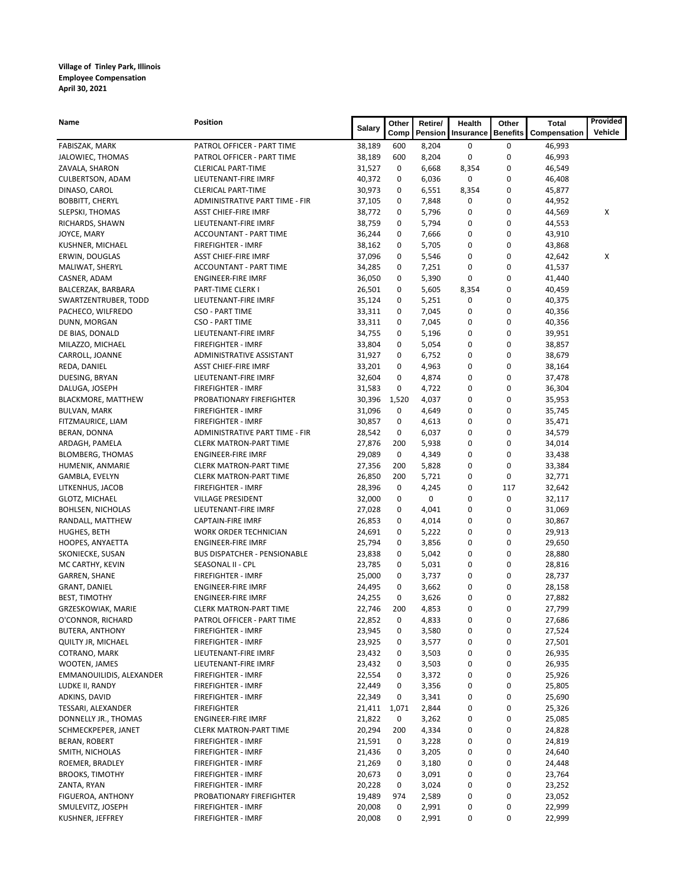**Village of Tinley Park, Illinois**
**Employee Compensation**
**April 30, 2021**

| Name | Position | Salary | Other Comp | Retire/ Pension | Health Insurance | Other Benefits | Total Compensation | Provided Vehicle |
|---|---|---|---|---|---|---|---|---|
| FABISZAK, MARK | PATROL OFFICER - PART TIME | 38,189 | 600 | 8,204 | 0 | 0 | 46,993 | |
| JALOWIEC, THOMAS | PATROL OFFICER - PART TIME | 38,189 | 600 | 8,204 | 0 | 0 | 46,993 | |
| ZAVALA, SHARON | CLERICAL PART-TIME | 31,527 | 0 | 6,668 | 8,354 | 0 | 46,549 | |
| CULBERTSON, ADAM | LIEUTENANT-FIRE IMRF | 40,372 | 0 | 6,036 | 0 | 0 | 46,408 | |
| DINASO, CAROL | CLERICAL PART-TIME | 30,973 | 0 | 6,551 | 8,354 | 0 | 45,877 | |
| BOBBITT, CHERYL | ADMINISTRATIVE PART TIME - FIR | 37,105 | 0 | 7,848 | 0 | 0 | 44,952 | |
| SLEPSKI, THOMAS | ASST CHIEF-FIRE IMRF | 38,772 | 0 | 5,796 | 0 | 0 | 44,569 | X |
| RICHARDS, SHAWN | LIEUTENANT-FIRE IMRF | 38,759 | 0 | 5,794 | 0 | 0 | 44,553 | |
| JOYCE, MARY | ACCOUNTANT - PART TIME | 36,244 | 0 | 7,666 | 0 | 0 | 43,910 | |
| KUSHNER, MICHAEL | FIREFIGHTER - IMRF | 38,162 | 0 | 5,705 | 0 | 0 | 43,868 | |
| ERWIN, DOUGLAS | ASST CHIEF-FIRE IMRF | 37,096 | 0 | 5,546 | 0 | 0 | 42,642 | X |
| MALIWAT, SHERYL | ACCOUNTANT - PART TIME | 34,285 | 0 | 7,251 | 0 | 0 | 41,537 | |
| CASNER, ADAM | ENGINEER-FIRE IMRF | 36,050 | 0 | 5,390 | 0 | 0 | 41,440 | |
| BALCERZAK, BARBARA | PART-TIME CLERK I | 26,501 | 0 | 5,605 | 8,354 | 0 | 40,459 | |
| SWARTZENTRUBER, TODD | LIEUTENANT-FIRE IMRF | 35,124 | 0 | 5,251 | 0 | 0 | 40,375 | |
| PACHECO, WILFREDO | CSO - PART TIME | 33,311 | 0 | 7,045 | 0 | 0 | 40,356 | |
| DUNN, MORGAN | CSO - PART TIME | 33,311 | 0 | 7,045 | 0 | 0 | 40,356 | |
| DE BIAS, DONALD | LIEUTENANT-FIRE IMRF | 34,755 | 0 | 5,196 | 0 | 0 | 39,951 | |
| MILAZZO, MICHAEL | FIREFIGHTER - IMRF | 33,804 | 0 | 5,054 | 0 | 0 | 38,857 | |
| CARROLL, JOANNE | ADMINISTRATIVE ASSISTANT | 31,927 | 0 | 6,752 | 0 | 0 | 38,679 | |
| REDA, DANIEL | ASST CHIEF-FIRE IMRF | 33,201 | 0 | 4,963 | 0 | 0 | 38,164 | |
| DUESING, BRYAN | LIEUTENANT-FIRE IMRF | 32,604 | 0 | 4,874 | 0 | 0 | 37,478 | |
| DALUGA, JOSEPH | FIREFIGHTER - IMRF | 31,583 | 0 | 4,722 | 0 | 0 | 36,304 | |
| BLACKMORE, MATTHEW | PROBATIONARY FIREFIGHTER | 30,396 | 1,520 | 4,037 | 0 | 0 | 35,953 | |
| BULVAN, MARK | FIREFIGHTER - IMRF | 31,096 | 0 | 4,649 | 0 | 0 | 35,745 | |
| FITZMAURICE, LIAM | FIREFIGHTER - IMRF | 30,857 | 0 | 4,613 | 0 | 0 | 35,471 | |
| BERAN, DONNA | ADMINISTRATIVE PART TIME - FIR | 28,542 | 0 | 6,037 | 0 | 0 | 34,579 | |
| ARDAGH, PAMELA | CLERK MATRON-PART TIME | 27,876 | 200 | 5,938 | 0 | 0 | 34,014 | |
| BLOMBERG, THOMAS | ENGINEER-FIRE IMRF | 29,089 | 0 | 4,349 | 0 | 0 | 33,438 | |
| HUMENIK, ANMARIE | CLERK MATRON-PART TIME | 27,356 | 200 | 5,828 | 0 | 0 | 33,384 | |
| GAMBLA, EVELYN | CLERK MATRON-PART TIME | 26,850 | 200 | 5,721 | 0 | 0 | 32,771 | |
| LITKENHUS, JACOB | FIREFIGHTER - IMRF | 28,396 | 0 | 4,245 | 0 | 117 | 32,642 | |
| GLOTZ, MICHAEL | VILLAGE PRESIDENT | 32,000 | 0 | 0 | 0 | 0 | 32,117 | |
| BOHLSEN, NICHOLAS | LIEUTENANT-FIRE IMRF | 27,028 | 0 | 4,041 | 0 | 0 | 31,069 | |
| RANDALL, MATTHEW | CAPTAIN-FIRE IMRF | 26,853 | 0 | 4,014 | 0 | 0 | 30,867 | |
| HUGHES, BETH | WORK ORDER TECHNICIAN | 24,691 | 0 | 5,222 | 0 | 0 | 29,913 | |
| HOOPES, ANYAETTA | ENGINEER-FIRE IMRF | 25,794 | 0 | 3,856 | 0 | 0 | 29,650 | |
| SKONIECKE, SUSAN | BUS DISPATCHER - PENSIONABLE | 23,838 | 0 | 5,042 | 0 | 0 | 28,880 | |
| MC CARTHY, KEVIN | SEASONAL II - CPL | 23,785 | 0 | 5,031 | 0 | 0 | 28,816 | |
| GARREN, SHANE | FIREFIGHTER - IMRF | 25,000 | 0 | 3,737 | 0 | 0 | 28,737 | |
| GRANT, DANIEL | ENGINEER-FIRE IMRF | 24,495 | 0 | 3,662 | 0 | 0 | 28,158 | |
| BEST, TIMOTHY | ENGINEER-FIRE IMRF | 24,255 | 0 | 3,626 | 0 | 0 | 27,882 | |
| GRZESKOWIAK, MARIE | CLERK MATRON-PART TIME | 22,746 | 200 | 4,853 | 0 | 0 | 27,799 | |
| O'CONNOR, RICHARD | PATROL OFFICER - PART TIME | 22,852 | 0 | 4,833 | 0 | 0 | 27,686 | |
| BUTERA, ANTHONY | FIREFIGHTER - IMRF | 23,945 | 0 | 3,580 | 0 | 0 | 27,524 | |
| QUILTY JR, MICHAEL | FIREFIGHTER - IMRF | 23,925 | 0 | 3,577 | 0 | 0 | 27,501 | |
| COTRANO, MARK | LIEUTENANT-FIRE IMRF | 23,432 | 0 | 3,503 | 0 | 0 | 26,935 | |
| WOOTEN, JAMES | LIEUTENANT-FIRE IMRF | 23,432 | 0 | 3,503 | 0 | 0 | 26,935 | |
| EMMANOUILIDIS, ALEXANDER | FIREFIGHTER - IMRF | 22,554 | 0 | 3,372 | 0 | 0 | 25,926 | |
| LUDKE II, RANDY | FIREFIGHTER - IMRF | 22,449 | 0 | 3,356 | 0 | 0 | 25,805 | |
| ADKINS, DAVID | FIREFIGHTER - IMRF | 22,349 | 0 | 3,341 | 0 | 0 | 25,690 | |
| TESSARI, ALEXANDER | FIREFIGHTER | 21,411 | 1,071 | 2,844 | 0 | 0 | 25,326 | |
| DONNELLY JR., THOMAS | ENGINEER-FIRE IMRF | 21,822 | 0 | 3,262 | 0 | 0 | 25,085 | |
| SCHMECKPEPER, JANET | CLERK MATRON-PART TIME | 20,294 | 200 | 4,334 | 0 | 0 | 24,828 | |
| BERAN, ROBERT | FIREFIGHTER - IMRF | 21,591 | 0 | 3,228 | 0 | 0 | 24,819 | |
| SMITH, NICHOLAS | FIREFIGHTER - IMRF | 21,436 | 0 | 3,205 | 0 | 0 | 24,640 | |
| ROEMER, BRADLEY | FIREFIGHTER - IMRF | 21,269 | 0 | 3,180 | 0 | 0 | 24,448 | |
| BROOKS, TIMOTHY | FIREFIGHTER - IMRF | 20,673 | 0 | 3,091 | 0 | 0 | 23,764 | |
| ZANTA, RYAN | FIREFIGHTER - IMRF | 20,228 | 0 | 3,024 | 0 | 0 | 23,252 | |
| FIGUEROA, ANTHONY | PROBATIONARY FIREFIGHTER | 19,489 | 974 | 2,589 | 0 | 0 | 23,052 | |
| SMULEVITZ, JOSEPH | FIREFIGHTER - IMRF | 20,008 | 0 | 2,991 | 0 | 0 | 22,999 | |
| KUSHNER, JEFFREY | FIREFIGHTER - IMRF | 20,008 | 0 | 2,991 | 0 | 0 | 22,999 | |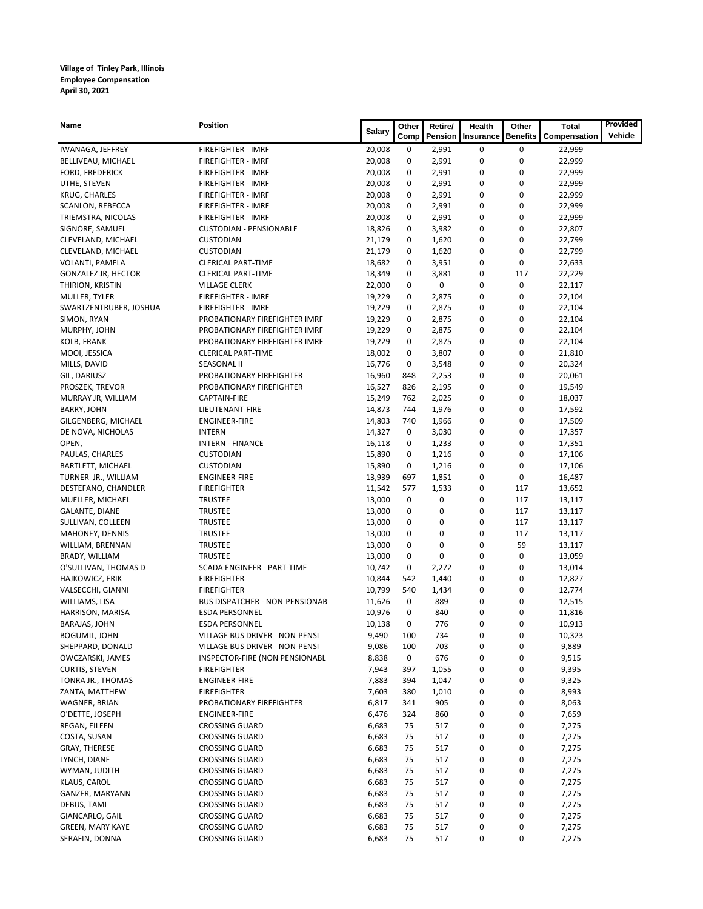**Village of Tinley Park, Illinois**
**Employee Compensation**
**April 30, 2021**

| Name | Position | Salary | Other Comp | Retire/ Pension | Health Insurance | Other Benefits | Total Compensation | Provided Vehicle |
|---|---|---|---|---|---|---|---|---|
| IWANAGA, JEFFREY | FIREFIGHTER - IMRF | 20,008 | 0 | 2,991 | 0 | 0 | 22,999 | |
| BELLIVEAU, MICHAEL | FIREFIGHTER - IMRF | 20,008 | 0 | 2,991 | 0 | 0 | 22,999 | |
| FORD, FREDERICK | FIREFIGHTER - IMRF | 20,008 | 0 | 2,991 | 0 | 0 | 22,999 | |
| UTHE, STEVEN | FIREFIGHTER - IMRF | 20,008 | 0 | 2,991 | 0 | 0 | 22,999 | |
| KRUG, CHARLES | FIREFIGHTER - IMRF | 20,008 | 0 | 2,991 | 0 | 0 | 22,999 | |
| SCANLON, REBECCA | FIREFIGHTER - IMRF | 20,008 | 0 | 2,991 | 0 | 0 | 22,999 | |
| TRIEMSTRA, NICOLAS | FIREFIGHTER - IMRF | 20,008 | 0 | 2,991 | 0 | 0 | 22,999 | |
| SIGNORE, SAMUEL | CUSTODIAN - PENSIONABLE | 18,826 | 0 | 3,982 | 0 | 0 | 22,807 | |
| CLEVELAND, MICHAEL | CUSTODIAN | 21,179 | 0 | 1,620 | 0 | 0 | 22,799 | |
| CLEVELAND, MICHAEL | CUSTODIAN | 21,179 | 0 | 1,620 | 0 | 0 | 22,799 | |
| VOLANTI, PAMELA | CLERICAL PART-TIME | 18,682 | 0 | 3,951 | 0 | 0 | 22,633 | |
| GONZALEZ JR, HECTOR | CLERICAL PART-TIME | 18,349 | 0 | 3,881 | 0 | 117 | 22,229 | |
| THIRION, KRISTIN | VILLAGE CLERK | 22,000 | 0 | 0 | 0 | 0 | 22,117 | |
| MULLER, TYLER | FIREFIGHTER - IMRF | 19,229 | 0 | 2,875 | 0 | 0 | 22,104 | |
| SWARTZENTRUBER, JOSHUA | FIREFIGHTER - IMRF | 19,229 | 0 | 2,875 | 0 | 0 | 22,104 | |
| SIMON, RYAN | PROBATIONARY FIREFIGHTER IMRF | 19,229 | 0 | 2,875 | 0 | 0 | 22,104 | |
| MURPHY, JOHN | PROBATIONARY FIREFIGHTER IMRF | 19,229 | 0 | 2,875 | 0 | 0 | 22,104 | |
| KOLB, FRANK | PROBATIONARY FIREFIGHTER IMRF | 19,229 | 0 | 2,875 | 0 | 0 | 22,104 | |
| MOOI, JESSICA | CLERICAL PART-TIME | 18,002 | 0 | 3,807 | 0 | 0 | 21,810 | |
| MILLS, DAVID | SEASONAL II | 16,776 | 0 | 3,548 | 0 | 0 | 20,324 | |
| GIL, DARIUSZ | PROBATIONARY FIREFIGHTER | 16,960 | 848 | 2,253 | 0 | 0 | 20,061 | |
| PROSZEK, TREVOR | PROBATIONARY FIREFIGHTER | 16,527 | 826 | 2,195 | 0 | 0 | 19,549 | |
| MURRAY JR, WILLIAM | CAPTAIN-FIRE | 15,249 | 762 | 2,025 | 0 | 0 | 18,037 | |
| BARRY, JOHN | LIEUTENANT-FIRE | 14,873 | 744 | 1,976 | 0 | 0 | 17,592 | |
| GILGENBERG, MICHAEL | ENGINEER-FIRE | 14,803 | 740 | 1,966 | 0 | 0 | 17,509 | |
| DE NOVA, NICHOLAS | INTERN | 14,327 | 0 | 3,030 | 0 | 0 | 17,357 | |
| OPEN, | INTERN - FINANCE | 16,118 | 0 | 1,233 | 0 | 0 | 17,351 | |
| PAULAS, CHARLES | CUSTODIAN | 15,890 | 0 | 1,216 | 0 | 0 | 17,106 | |
| BARTLETT, MICHAEL | CUSTODIAN | 15,890 | 0 | 1,216 | 0 | 0 | 17,106 | |
| TURNER JR., WILLIAM | ENGINEER-FIRE | 13,939 | 697 | 1,851 | 0 | 0 | 16,487 | |
| DESTEFANO, CHANDLER | FIREFIGHTER | 11,542 | 577 | 1,533 | 0 | 117 | 13,652 | |
| MUELLER, MICHAEL | TRUSTEE | 13,000 | 0 | 0 | 0 | 117 | 13,117 | |
| GALANTE, DIANE | TRUSTEE | 13,000 | 0 | 0 | 0 | 117 | 13,117 | |
| SULLIVAN, COLLEEN | TRUSTEE | 13,000 | 0 | 0 | 0 | 117 | 13,117 | |
| MAHONEY, DENNIS | TRUSTEE | 13,000 | 0 | 0 | 0 | 117 | 13,117 | |
| WILLIAM, BRENNAN | TRUSTEE | 13,000 | 0 | 0 | 0 | 59 | 13,117 | |
| BRADY, WILLIAM | TRUSTEE | 13,000 | 0 | 0 | 0 | 0 | 13,059 | |
| O'SULLIVAN, THOMAS D | SCADA ENGINEER - PART-TIME | 10,742 | 0 | 2,272 | 0 | 0 | 13,014 | |
| HAJKOWICZ, ERIK | FIREFIGHTER | 10,844 | 542 | 1,440 | 0 | 0 | 12,827 | |
| VALSECCHI, GIANNI | FIREFIGHTER | 10,799 | 540 | 1,434 | 0 | 0 | 12,774 | |
| WILLIAMS, LISA | BUS DISPATCHER - NON-PENSIONAB | 11,626 | 0 | 889 | 0 | 0 | 12,515 | |
| HARRISON, MARISA | ESDA PERSONNEL | 10,976 | 0 | 840 | 0 | 0 | 11,816 | |
| BARAJAS, JOHN | ESDA PERSONNEL | 10,138 | 0 | 776 | 0 | 0 | 10,913 | |
| BOGUMIL, JOHN | VILLAGE BUS DRIVER - NON-PENSI | 9,490 | 100 | 734 | 0 | 0 | 10,323 | |
| SHEPPARD, DONALD | VILLAGE BUS DRIVER - NON-PENSI | 9,086 | 100 | 703 | 0 | 0 | 9,889 | |
| OWCZARSKI, JAMES | INSPECTOR-FIRE (NON PENSIONABL | 8,838 | 0 | 676 | 0 | 0 | 9,515 | |
| CURTIS, STEVEN | FIREFIGHTER | 7,943 | 397 | 1,055 | 0 | 0 | 9,395 | |
| TONRA JR., THOMAS | ENGINEER-FIRE | 7,883 | 394 | 1,047 | 0 | 0 | 9,325 | |
| ZANTA, MATTHEW | FIREFIGHTER | 7,603 | 380 | 1,010 | 0 | 0 | 8,993 | |
| WAGNER, BRIAN | PROBATIONARY FIREFIGHTER | 6,817 | 341 | 905 | 0 | 0 | 8,063 | |
| O'DETTE, JOSEPH | ENGINEER-FIRE | 6,476 | 324 | 860 | 0 | 0 | 7,659 | |
| REGAN, EILEEN | CROSSING GUARD | 6,683 | 75 | 517 | 0 | 0 | 7,275 | |
| COSTA, SUSAN | CROSSING GUARD | 6,683 | 75 | 517 | 0 | 0 | 7,275 | |
| GRAY, THERESE | CROSSING GUARD | 6,683 | 75 | 517 | 0 | 0 | 7,275 | |
| LYNCH, DIANE | CROSSING GUARD | 6,683 | 75 | 517 | 0 | 0 | 7,275 | |
| WYMAN, JUDITH | CROSSING GUARD | 6,683 | 75 | 517 | 0 | 0 | 7,275 | |
| KLAUS, CAROL | CROSSING GUARD | 6,683 | 75 | 517 | 0 | 0 | 7,275 | |
| GANZER, MARYANN | CROSSING GUARD | 6,683 | 75 | 517 | 0 | 0 | 7,275 | |
| DEBUS, TAMI | CROSSING GUARD | 6,683 | 75 | 517 | 0 | 0 | 7,275 | |
| GIANCARLO, GAIL | CROSSING GUARD | 6,683 | 75 | 517 | 0 | 0 | 7,275 | |
| GREEN, MARY KAYE | CROSSING GUARD | 6,683 | 75 | 517 | 0 | 0 | 7,275 | |
| SERAFIN, DONNA | CROSSING GUARD | 6,683 | 75 | 517 | 0 | 0 | 7,275 | |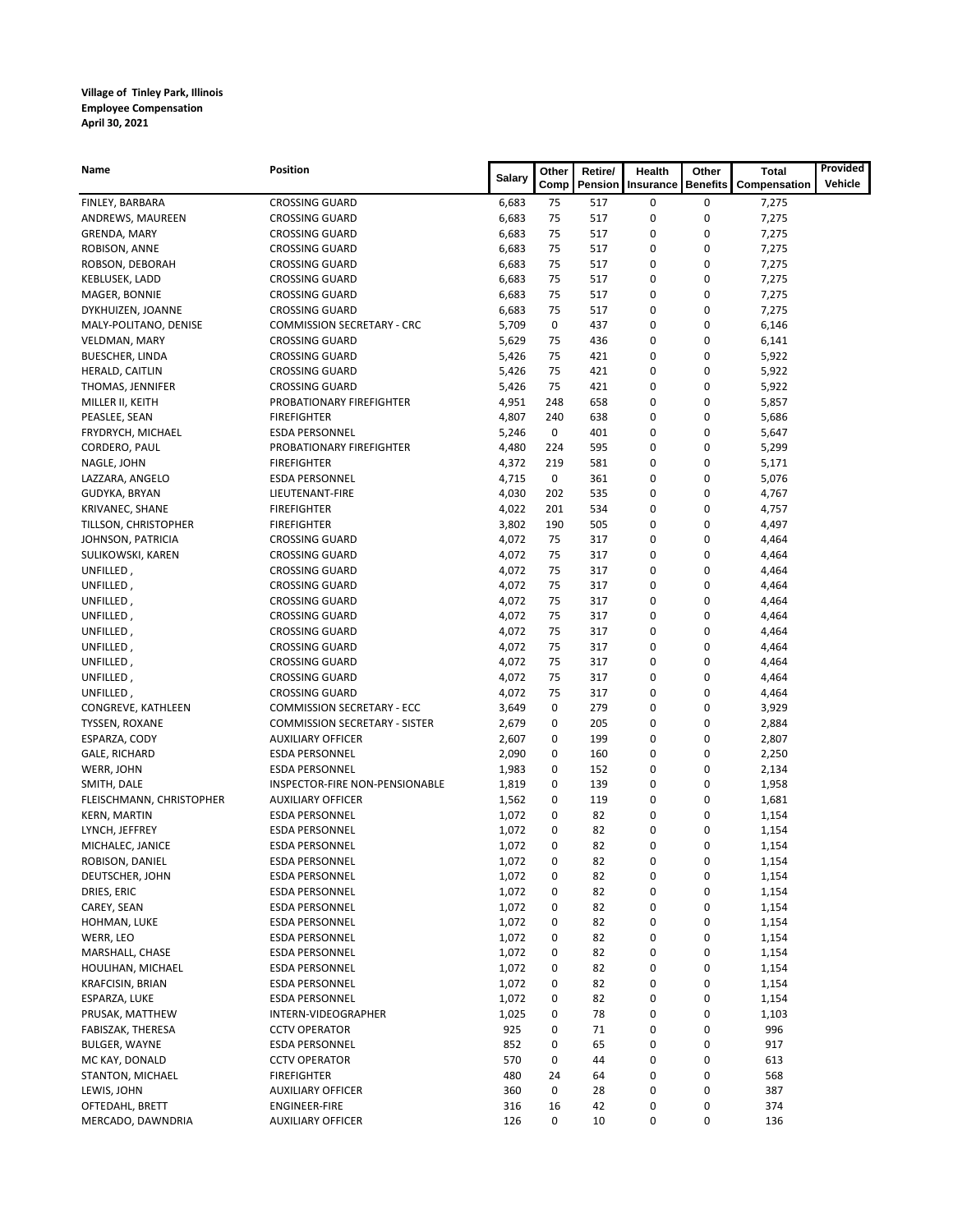**Village of Tinley Park, Illinois**
**Employee Compensation**
**April 30, 2021**

| Name | Position | Salary | Other Comp | Retire/ Pension | Health Insurance | Other Benefits | Total Compensation | Provided Vehicle |
|---|---|---|---|---|---|---|---|---|
| FINLEY, BARBARA | CROSSING GUARD | 6,683 | 75 | 517 | 0 | 0 | 7,275 | |
| ANDREWS, MAUREEN | CROSSING GUARD | 6,683 | 75 | 517 | 0 | 0 | 7,275 | |
| GRENDA, MARY | CROSSING GUARD | 6,683 | 75 | 517 | 0 | 0 | 7,275 | |
| ROBISON, ANNE | CROSSING GUARD | 6,683 | 75 | 517 | 0 | 0 | 7,275 | |
| ROBSON, DEBORAH | CROSSING GUARD | 6,683 | 75 | 517 | 0 | 0 | 7,275 | |
| KEBLUSEK, LADD | CROSSING GUARD | 6,683 | 75 | 517 | 0 | 0 | 7,275 | |
| MAGER, BONNIE | CROSSING GUARD | 6,683 | 75 | 517 | 0 | 0 | 7,275 | |
| DYKHUIZEN, JOANNE | CROSSING GUARD | 6,683 | 75 | 517 | 0 | 0 | 7,275 | |
| MALY-POLITANO, DENISE | COMMISSION SECRETARY - CRC | 5,709 | 0 | 437 | 0 | 0 | 6,146 | |
| VELDMAN, MARY | CROSSING GUARD | 5,629 | 75 | 436 | 0 | 0 | 6,141 | |
| BUESCHER, LINDA | CROSSING GUARD | 5,426 | 75 | 421 | 0 | 0 | 5,922 | |
| HERALD, CAITLIN | CROSSING GUARD | 5,426 | 75 | 421 | 0 | 0 | 5,922 | |
| THOMAS, JENNIFER | CROSSING GUARD | 5,426 | 75 | 421 | 0 | 0 | 5,922 | |
| MILLER II, KEITH | PROBATIONARY FIREFIGHTER | 4,951 | 248 | 658 | 0 | 0 | 5,857 | |
| PEASLEE, SEAN | FIREFIGHTER | 4,807 | 240 | 638 | 0 | 0 | 5,686 | |
| FRYDRYCH, MICHAEL | ESDA PERSONNEL | 5,246 | 0 | 401 | 0 | 0 | 5,647 | |
| CORDERO, PAUL | PROBATIONARY FIREFIGHTER | 4,480 | 224 | 595 | 0 | 0 | 5,299 | |
| NAGLE, JOHN | FIREFIGHTER | 4,372 | 219 | 581 | 0 | 0 | 5,171 | |
| LAZZARA, ANGELO | ESDA PERSONNEL | 4,715 | 0 | 361 | 0 | 0 | 5,076 | |
| GUDYKA, BRYAN | LIEUTENANT-FIRE | 4,030 | 202 | 535 | 0 | 0 | 4,767 | |
| KRIVANEC, SHANE | FIREFIGHTER | 4,022 | 201 | 534 | 0 | 0 | 4,757 | |
| TILLSON, CHRISTOPHER | FIREFIGHTER | 3,802 | 190 | 505 | 0 | 0 | 4,497 | |
| JOHNSON, PATRICIA | CROSSING GUARD | 4,072 | 75 | 317 | 0 | 0 | 4,464 | |
| SULIKOWSKI, KAREN | CROSSING GUARD | 4,072 | 75 | 317 | 0 | 0 | 4,464 | |
| UNFILLED , | CROSSING GUARD | 4,072 | 75 | 317 | 0 | 0 | 4,464 | |
| UNFILLED , | CROSSING GUARD | 4,072 | 75 | 317 | 0 | 0 | 4,464 | |
| UNFILLED , | CROSSING GUARD | 4,072 | 75 | 317 | 0 | 0 | 4,464 | |
| UNFILLED , | CROSSING GUARD | 4,072 | 75 | 317 | 0 | 0 | 4,464 | |
| UNFILLED , | CROSSING GUARD | 4,072 | 75 | 317 | 0 | 0 | 4,464 | |
| UNFILLED , | CROSSING GUARD | 4,072 | 75 | 317 | 0 | 0 | 4,464 | |
| UNFILLED , | CROSSING GUARD | 4,072 | 75 | 317 | 0 | 0 | 4,464 | |
| UNFILLED , | CROSSING GUARD | 4,072 | 75 | 317 | 0 | 0 | 4,464 | |
| UNFILLED , | CROSSING GUARD | 4,072 | 75 | 317 | 0 | 0 | 4,464 | |
| CONGREVE, KATHLEEN | COMMISSION SECRETARY - ECC | 3,649 | 0 | 279 | 0 | 0 | 3,929 | |
| TYSSEN, ROXANE | COMMISSION SECRETARY - SISTER | 2,679 | 0 | 205 | 0 | 0 | 2,884 | |
| ESPARZA, CODY | AUXILIARY OFFICER | 2,607 | 0 | 199 | 0 | 0 | 2,807 | |
| GALE, RICHARD | ESDA PERSONNEL | 2,090 | 0 | 160 | 0 | 0 | 2,250 | |
| WERR, JOHN | ESDA PERSONNEL | 1,983 | 0 | 152 | 0 | 0 | 2,134 | |
| SMITH, DALE | INSPECTOR-FIRE NON-PENSIONABLE | 1,819 | 0 | 139 | 0 | 0 | 1,958 | |
| FLEISCHMANN, CHRISTOPHER | AUXILIARY OFFICER | 1,562 | 0 | 119 | 0 | 0 | 1,681 | |
| KERN, MARTIN | ESDA PERSONNEL | 1,072 | 0 | 82 | 0 | 0 | 1,154 | |
| LYNCH, JEFFREY | ESDA PERSONNEL | 1,072 | 0 | 82 | 0 | 0 | 1,154 | |
| MICHALEC, JANICE | ESDA PERSONNEL | 1,072 | 0 | 82 | 0 | 0 | 1,154 | |
| ROBISON, DANIEL | ESDA PERSONNEL | 1,072 | 0 | 82 | 0 | 0 | 1,154 | |
| DEUTSCHER, JOHN | ESDA PERSONNEL | 1,072 | 0 | 82 | 0 | 0 | 1,154 | |
| DRIES, ERIC | ESDA PERSONNEL | 1,072 | 0 | 82 | 0 | 0 | 1,154 | |
| CAREY, SEAN | ESDA PERSONNEL | 1,072 | 0 | 82 | 0 | 0 | 1,154 | |
| HOHMAN, LUKE | ESDA PERSONNEL | 1,072 | 0 | 82 | 0 | 0 | 1,154 | |
| WERR, LEO | ESDA PERSONNEL | 1,072 | 0 | 82 | 0 | 0 | 1,154 | |
| MARSHALL, CHASE | ESDA PERSONNEL | 1,072 | 0 | 82 | 0 | 0 | 1,154 | |
| HOULIHAN, MICHAEL | ESDA PERSONNEL | 1,072 | 0 | 82 | 0 | 0 | 1,154 | |
| KRAFCISIN, BRIAN | ESDA PERSONNEL | 1,072 | 0 | 82 | 0 | 0 | 1,154 | |
| ESPARZA, LUKE | ESDA PERSONNEL | 1,072 | 0 | 82 | 0 | 0 | 1,154 | |
| PRUSAK, MATTHEW | INTERN-VIDEOGRAPHER | 1,025 | 0 | 78 | 0 | 0 | 1,103 | |
| FABISZAK, THERESA | CCTV OPERATOR | 925 | 0 | 71 | 0 | 0 | 996 | |
| BULGER, WAYNE | ESDA PERSONNEL | 852 | 0 | 65 | 0 | 0 | 917 | |
| MC KAY, DONALD | CCTV OPERATOR | 570 | 0 | 44 | 0 | 0 | 613 | |
| STANTON, MICHAEL | FIREFIGHTER | 480 | 24 | 64 | 0 | 0 | 568 | |
| LEWIS, JOHN | AUXILIARY OFFICER | 360 | 0 | 28 | 0 | 0 | 387 | |
| OFTEDAHL, BRETT | ENGINEER-FIRE | 316 | 16 | 42 | 0 | 0 | 374 | |
| MERCADO, DAWNDRIA | AUXILIARY OFFICER | 126 | 0 | 10 | 0 | 0 | 136 | |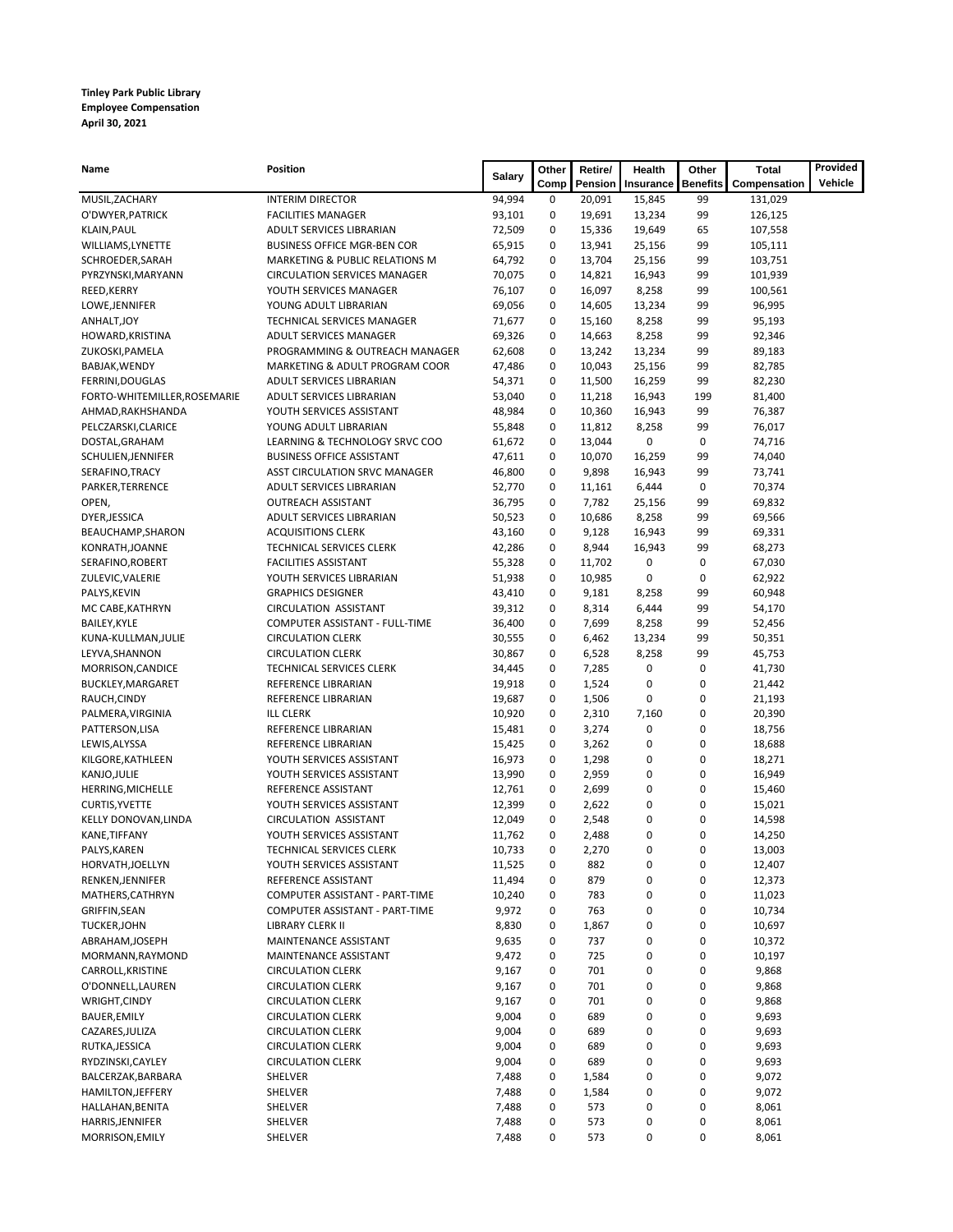**Tinley Park Public Library**
**Employee Compensation**
**April 30, 2021**

| Name | Position | Salary | Other Comp | Retire/ Pension | Health Insurance | Other Benefits | Total Compensation | Provided Vehicle |
|---|---|---|---|---|---|---|---|---|
| MUSIL,ZACHARY | INTERIM DIRECTOR | 94,994 | 0 | 20,091 | 15,845 | 99 | 131,029 | |
| O'DWYER,PATRICK | FACILITIES MANAGER | 93,101 | 0 | 19,691 | 13,234 | 99 | 126,125 | |
| KLAIN,PAUL | ADULT SERVICES LIBRARIAN | 72,509 | 0 | 15,336 | 19,649 | 65 | 107,558 | |
| WILLIAMS,LYNETTE | BUSINESS OFFICE MGR-BEN COR | 65,915 | 0 | 13,941 | 25,156 | 99 | 105,111 | |
| SCHROEDER,SARAH | MARKETING & PUBLIC RELATIONS M | 64,792 | 0 | 13,704 | 25,156 | 99 | 103,751 | |
| PYRZYNSKI,MARYANN | CIRCULATION SERVICES MANAGER | 70,075 | 0 | 14,821 | 16,943 | 99 | 101,939 | |
| REED,KERRY | YOUTH SERVICES MANAGER | 76,107 | 0 | 16,097 | 8,258 | 99 | 100,561 | |
| LOWE,JENNIFER | YOUNG ADULT LIBRARIAN | 69,056 | 0 | 14,605 | 13,234 | 99 | 96,995 | |
| ANHALT,JOY | TECHNICAL SERVICES MANAGER | 71,677 | 0 | 15,160 | 8,258 | 99 | 95,193 | |
| HOWARD,KRISTINA | ADULT SERVICES MANAGER | 69,326 | 0 | 14,663 | 8,258 | 99 | 92,346 | |
| ZUKOSKI,PAMELA | PROGRAMMING & OUTREACH MANAGER | 62,608 | 0 | 13,242 | 13,234 | 99 | 89,183 | |
| BABJAK,WENDY | MARKETING & ADULT PROGRAM COOR | 47,486 | 0 | 10,043 | 25,156 | 99 | 82,785 | |
| FERRINI,DOUGLAS | ADULT SERVICES LIBRARIAN | 54,371 | 0 | 11,500 | 16,259 | 99 | 82,230 | |
| FORTO-WHITEMILLER,ROSEMARIE | ADULT SERVICES LIBRARIAN | 53,040 | 0 | 11,218 | 16,943 | 199 | 81,400 | |
| AHMAD,RAKHSHANDA | YOUTH SERVICES ASSISTANT | 48,984 | 0 | 10,360 | 16,943 | 99 | 76,387 | |
| PELCZARSKI,CLARICE | YOUNG ADULT LIBRARIAN | 55,848 | 0 | 11,812 | 8,258 | 99 | 76,017 | |
| DOSTAL,GRAHAM | LEARNING & TECHNOLOGY SRVC COO | 61,672 | 0 | 13,044 | 0 | 0 | 74,716 | |
| SCHULIEN,JENNIFER | BUSINESS OFFICE ASSISTANT | 47,611 | 0 | 10,070 | 16,259 | 99 | 74,040 | |
| SERAFINO,TRACY | ASST CIRCULATION SRVC MANAGER | 46,800 | 0 | 9,898 | 16,943 | 99 | 73,741 | |
| PARKER,TERRENCE | ADULT SERVICES LIBRARIAN | 52,770 | 0 | 11,161 | 6,444 | 0 | 70,374 | |
| OPEN, | OUTREACH ASSISTANT | 36,795 | 0 | 7,782 | 25,156 | 99 | 69,832 | |
| DYER,JESSICA | ADULT SERVICES LIBRARIAN | 50,523 | 0 | 10,686 | 8,258 | 99 | 69,566 | |
| BEAUCHAMP,SHARON | ACQUISITIONS CLERK | 43,160 | 0 | 9,128 | 16,943 | 99 | 69,331 | |
| KONRATH,JOANNE | TECHNICAL SERVICES CLERK | 42,286 | 0 | 8,944 | 16,943 | 99 | 68,273 | |
| SERAFINO,ROBERT | FACILITIES ASSISTANT | 55,328 | 0 | 11,702 | 0 | 0 | 67,030 | |
| ZULEVIC,VALERIE | YOUTH SERVICES LIBRARIAN | 51,938 | 0 | 10,985 | 0 | 0 | 62,922 | |
| PALYS,KEVIN | GRAPHICS DESIGNER | 43,410 | 0 | 9,181 | 8,258 | 99 | 60,948 | |
| MC CABE,KATHRYN | CIRCULATION ASSISTANT | 39,312 | 0 | 8,314 | 6,444 | 99 | 54,170 | |
| BAILEY,KYLE | COMPUTER ASSISTANT - FULL-TIME | 36,400 | 0 | 7,699 | 8,258 | 99 | 52,456 | |
| KUNA-KULLMAN,JULIE | CIRCULATION CLERK | 30,555 | 0 | 6,462 | 13,234 | 99 | 50,351 | |
| LEYVA,SHANNON | CIRCULATION CLERK | 30,867 | 0 | 6,528 | 8,258 | 99 | 45,753 | |
| MORRISON,CANDICE | TECHNICAL SERVICES CLERK | 34,445 | 0 | 7,285 | 0 | 0 | 41,730 | |
| BUCKLEY,MARGARET | REFERENCE LIBRARIAN | 19,918 | 0 | 1,524 | 0 | 0 | 21,442 | |
| RAUCH,CINDY | REFERENCE LIBRARIAN | 19,687 | 0 | 1,506 | 0 | 0 | 21,193 | |
| PALMERA,VIRGINIA | ILL CLERK | 10,920 | 0 | 2,310 | 7,160 | 0 | 20,390 | |
| PATTERSON,LISA | REFERENCE LIBRARIAN | 15,481 | 0 | 3,274 | 0 | 0 | 18,756 | |
| LEWIS,ALYSSA | REFERENCE LIBRARIAN | 15,425 | 0 | 3,262 | 0 | 0 | 18,688 | |
| KILGORE,KATHLEEN | YOUTH SERVICES ASSISTANT | 16,973 | 0 | 1,298 | 0 | 0 | 18,271 | |
| KANJO,JULIE | YOUTH SERVICES ASSISTANT | 13,990 | 0 | 2,959 | 0 | 0 | 16,949 | |
| HERRING,MICHELLE | REFERENCE ASSISTANT | 12,761 | 0 | 2,699 | 0 | 0 | 15,460 | |
| CURTIS,YVETTE | YOUTH SERVICES ASSISTANT | 12,399 | 0 | 2,622 | 0 | 0 | 15,021 | |
| KELLY DONOVAN,LINDA | CIRCULATION ASSISTANT | 12,049 | 0 | 2,548 | 0 | 0 | 14,598 | |
| KANE,TIFFANY | YOUTH SERVICES ASSISTANT | 11,762 | 0 | 2,488 | 0 | 0 | 14,250 | |
| PALYS,KAREN | TECHNICAL SERVICES CLERK | 10,733 | 0 | 2,270 | 0 | 0 | 13,003 | |
| HORVATH,JOELLYN | YOUTH SERVICES ASSISTANT | 11,525 | 0 | 882 | 0 | 0 | 12,407 | |
| RENKEN,JENNIFER | REFERENCE ASSISTANT | 11,494 | 0 | 879 | 0 | 0 | 12,373 | |
| MATHERS,CATHRYN | COMPUTER ASSISTANT - PART-TIME | 10,240 | 0 | 783 | 0 | 0 | 11,023 | |
| GRIFFIN,SEAN | COMPUTER ASSISTANT - PART-TIME | 9,972 | 0 | 763 | 0 | 0 | 10,734 | |
| TUCKER,JOHN | LIBRARY CLERK II | 8,830 | 0 | 1,867 | 0 | 0 | 10,697 | |
| ABRAHAM,JOSEPH | MAINTENANCE ASSISTANT | 9,635 | 0 | 737 | 0 | 0 | 10,372 | |
| MORMANN,RAYMOND | MAINTENANCE ASSISTANT | 9,472 | 0 | 725 | 0 | 0 | 10,197 | |
| CARROLL,KRISTINE | CIRCULATION CLERK | 9,167 | 0 | 701 | 0 | 0 | 9,868 | |
| O'DONNELL,LAUREN | CIRCULATION CLERK | 9,167 | 0 | 701 | 0 | 0 | 9,868 | |
| WRIGHT,CINDY | CIRCULATION CLERK | 9,167 | 0 | 701 | 0 | 0 | 9,868 | |
| BAUER,EMILY | CIRCULATION CLERK | 9,004 | 0 | 689 | 0 | 0 | 9,693 | |
| CAZARES,JULIZA | CIRCULATION CLERK | 9,004 | 0 | 689 | 0 | 0 | 9,693 | |
| RUTKA,JESSICA | CIRCULATION CLERK | 9,004 | 0 | 689 | 0 | 0 | 9,693 | |
| RYDZINSKI,CAYLEY | CIRCULATION CLERK | 9,004 | 0 | 689 | 0 | 0 | 9,693 | |
| BALCERZAK,BARBARA | SHELVER | 7,488 | 0 | 1,584 | 0 | 0 | 9,072 | |
| HAMILTON,JEFFERY | SHELVER | 7,488 | 0 | 1,584 | 0 | 0 | 9,072 | |
| HALLAHAN,BENITA | SHELVER | 7,488 | 0 | 573 | 0 | 0 | 8,061 | |
| HARRIS,JENNIFER | SHELVER | 7,488 | 0 | 573 | 0 | 0 | 8,061 | |
| MORRISON,EMILY | SHELVER | 7,488 | 0 | 573 | 0 | 0 | 8,061 | |